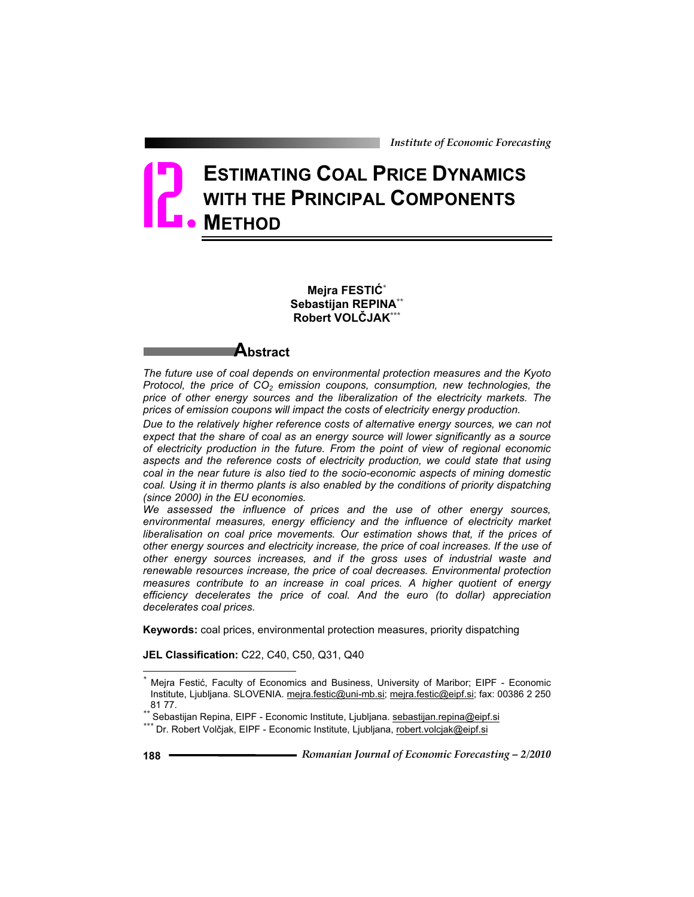# 12. ESTIMATING COAL PRICE DYNAMICS WITH THE PRINCIPAL COMPONENTS METHOD

**Mejra FESTIĆ**[*]
**Sebastijan REPINA**[**]
**Robert VOLČJAK**[***]

## Abstract

*The future use of coal depends on environmental protection measures and the Kyoto Protocol, the price of $CO_2$ emission coupons, consumption, new technologies, the price of other energy sources and the liberalization of the electricity markets. The prices of emission coupons will impact the costs of electricity energy production.*

*Due to the relatively higher reference costs of alternative energy sources, we can not expect that the share of coal as an energy source will lower significantly as a source of electricity production in the future. From the point of view of regional economic aspects and the reference costs of electricity production, we could state that using coal in the near future is also tied to the socio-economic aspects of mining domestic coal. Using it in thermo plants is also enabled by the conditions of priority dispatching (since 2000) in the EU economies.*

*We assessed the influence of prices and the use of other energy sources, environmental measures, energy efficiency and the influence of electricity market liberalisation on coal price movements. Our estimation shows that, if the prices of other energy sources and electricity increase, the price of coal increases. If the use of other energy sources increases, and if the gross uses of industrial waste and renewable resources increase, the price of coal decreases. Environmental protection measures contribute to an increase in coal prices. A higher quotient of energy efficiency decelerates the price of coal. And the euro (to dollar) appreciation decelerates coal prices.*

**Keywords:** coal prices, environmental protection measures, priority dispatching

**JEL Classification:** C22, C40, C50, Q31, Q40

---

[*] Mejra Festić, Faculty of Economics and Business, University of Maribor; EIPF - Economic Institute, Ljubljana. SLOVENIA. mejra.festic@uni-mb.si; mejra.festic@eipf.si; fax: 00386 2 250 81 77.

[**] Sebastijan Repina, EIPF - Economic Institute, Ljubljana. sebastijan.repina@eipf.si

[***] Dr. Robert Volčjak, EIPF - Economic Institute, Ljubljana, robert.volcjak@eipf.si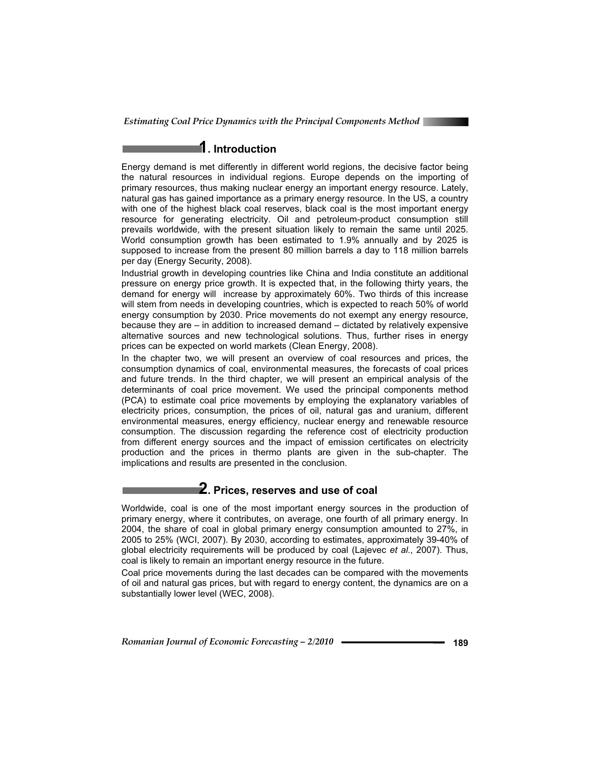## 1. Introduction

Energy demand is met differently in different world regions, the decisive factor being the natural resources in individual regions. Europe depends on the importing of primary resources, thus making nuclear energy an important energy resource. Lately, natural gas has gained importance as a primary energy resource. In the US, a country with one of the highest black coal reserves, black coal is the most important energy resource for generating electricity. Oil and petroleum-product consumption still prevails worldwide, with the present situation likely to remain the same until 2025. World consumption growth has been estimated to 1.9% annually and by 2025 is supposed to increase from the present 80 million barrels a day to 118 million barrels per day (Energy Security, 2008).

Industrial growth in developing countries like China and India constitute an additional pressure on energy price growth. It is expected that, in the following thirty years, the demand for energy will increase by approximately 60%. Two thirds of this increase will stem from needs in developing countries, which is expected to reach 50% of world energy consumption by 2030. Price movements do not exempt any energy resource, because they are – in addition to increased demand – dictated by relatively expensive alternative sources and new technological solutions. Thus, further rises in energy prices can be expected on world markets (Clean Energy, 2008).

In the chapter two, we will present an overview of coal resources and prices, the consumption dynamics of coal, environmental measures, the forecasts of coal prices and future trends. In the third chapter, we will present an empirical analysis of the determinants of coal price movement. We used the principal components method (PCA) to estimate coal price movements by employing the explanatory variables of electricity prices, consumption, the prices of oil, natural gas and uranium, different environmental measures, energy efficiency, nuclear energy and renewable resource consumption. The discussion regarding the reference cost of electricity production from different energy sources and the impact of emission certificates on electricity production and the prices in thermo plants are given in the sub-chapter. The implications and results are presented in the conclusion.

## 2. Prices, reserves and use of coal

Worldwide, coal is one of the most important energy sources in the production of primary energy, where it contributes, on average, one fourth of all primary energy. In 2004, the share of coal in global primary energy consumption amounted to 27%, in 2005 to 25% (WCI, 2007). By 2030, according to estimates, approximately 39-40% of global electricity requirements will be produced by coal (Lajevec *et al.*, 2007). Thus, coal is likely to remain an important energy resource in the future.

Coal price movements during the last decades can be compared with the movements of oil and natural gas prices, but with regard to energy content, the dynamics are on a substantially lower level (WEC, 2008).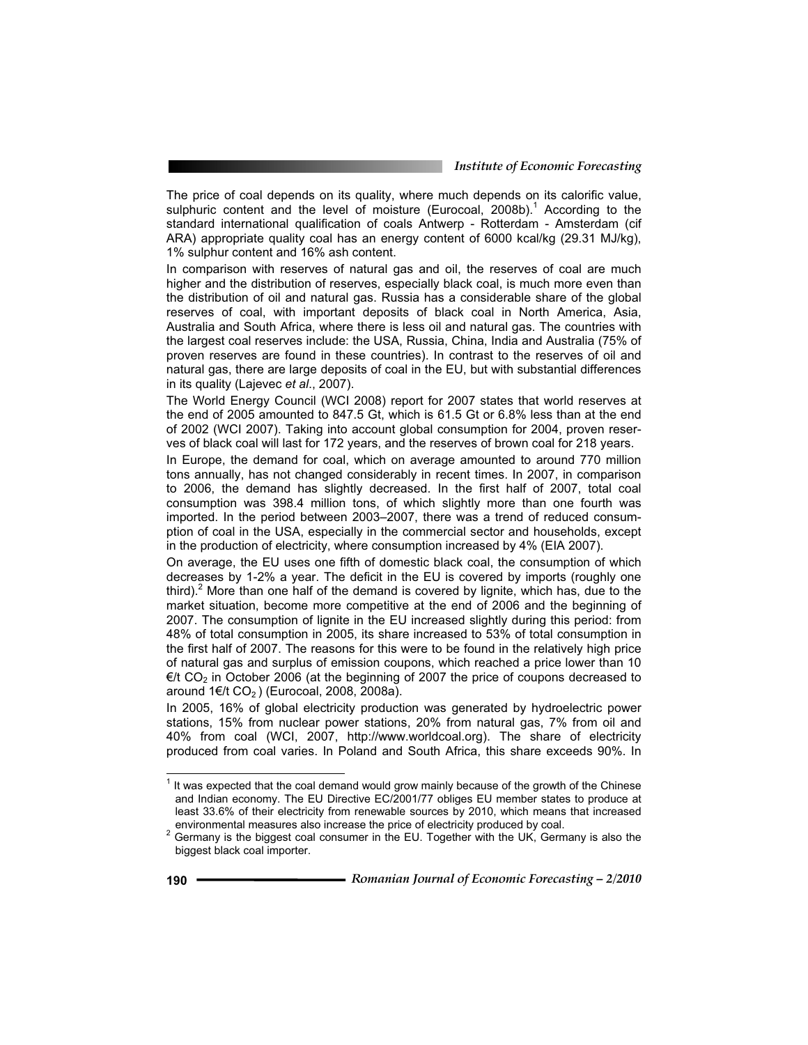The price of coal depends on its quality, where much depends on its calorific value, sulphuric content and the level of moisture (Eurocoal, 2008b).[1] According to the standard international qualification of coals Antwerp - Rotterdam - Amsterdam (cif ARA) appropriate quality coal has an energy content of 6000 kcal/kg (29.31 MJ/kg), 1% sulphur content and 16% ash content.

In comparison with reserves of natural gas and oil, the reserves of coal are much higher and the distribution of reserves, especially black coal, is much more even than the distribution of oil and natural gas. Russia has a considerable share of the global reserves of coal, with important deposits of black coal in North America, Asia, Australia and South Africa, where there is less oil and natural gas. The countries with the largest coal reserves include: the USA, Russia, China, India and Australia (75% of proven reserves are found in these countries). In contrast to the reserves of oil and natural gas, there are large deposits of coal in the EU, but with substantial differences in its quality (Lajevec *et al*., 2007).

The World Energy Council (WCI 2008) report for 2007 states that world reserves at the end of 2005 amounted to 847.5 Gt, which is 61.5 Gt or 6.8% less than at the end of 2002 (WCI 2007). Taking into account global consumption for 2004, proven reserves of black coal will last for 172 years, and the reserves of brown coal for 218 years.

In Europe, the demand for coal, which on average amounted to around 770 million tons annually, has not changed considerably in recent times. In 2007, in comparison to 2006, the demand has slightly decreased. In the first half of 2007, total coal consumption was 398.4 million tons, of which slightly more than one fourth was imported. In the period between 2003–2007, there was a trend of reduced consumption of coal in the USA, especially in the commercial sector and households, except in the production of electricity, where consumption increased by 4% (EIA 2007).

On average, the EU uses one fifth of domestic black coal, the consumption of which decreases by 1-2% a year. The deficit in the EU is covered by imports (roughly one third).[2] More than one half of the demand is covered by lignite, which has, due to the market situation, become more competitive at the end of 2006 and the beginning of 2007. The consumption of lignite in the EU increased slightly during this period: from 48% of total consumption in 2005, its share increased to 53% of total consumption in the first half of 2007. The reasons for this were to be found in the relatively high price of natural gas and surplus of emission coupons, which reached a price lower than 10 €/t $CO_2$ in October 2006 (at the beginning of 2007 the price of coupons decreased to around 1€/t $CO_2$) (Eurocoal, 2008, 2008a).

In 2005, 16% of global electricity production was generated by hydroelectric power stations, 15% from nuclear power stations, 20% from natural gas, 7% from oil and 40% from coal (WCI, 2007, http://www.worldcoal.org). The share of electricity produced from coal varies. In Poland and South Africa, this share exceeds 90%. In

---

[1] It was expected that the coal demand would grow mainly because of the growth of the Chinese and Indian economy. The EU Directive EC/2001/77 obliges EU member states to produce at least 33.6% of their electricity from renewable sources by 2010, which means that increased environmental measures also increase the price of electricity produced by coal.

[2] Germany is the biggest coal consumer in the EU. Together with the UK, Germany is also the biggest black coal importer.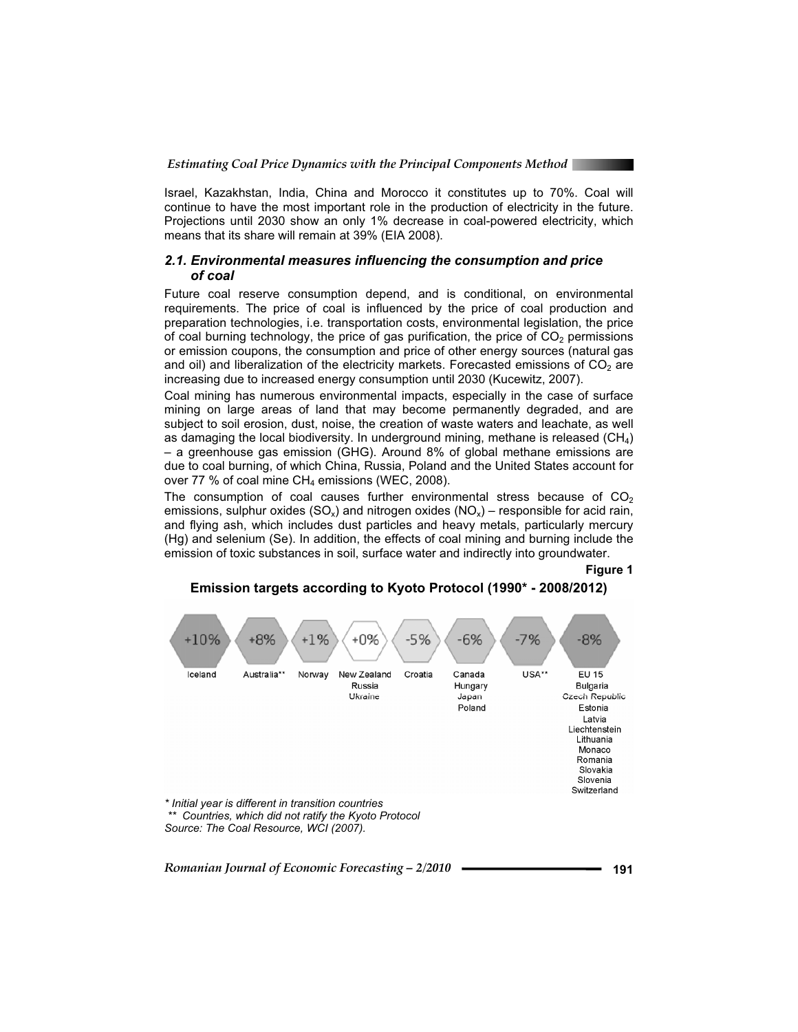Israel, Kazakhstan, India, China and Morocco it constitutes up to 70%. Coal will continue to have the most important role in the production of electricity in the future. Projections until 2030 show an only 1% decrease in coal-powered electricity, which means that its share will remain at 39% (EIA 2008).

### *2.1. Environmental measures influencing the consumption and price of coal*

Future coal reserve consumption depend, and is conditional, on environmental requirements. The price of coal is influenced by the price of coal production and preparation technologies, i.e. transportation costs, environmental legislation, the price of coal burning technology, the price of gas purification, the price of $CO_2$ permissions or emission coupons, the consumption and price of other energy sources (natural gas and oil) and liberalization of the electricity markets. Forecasted emissions of $CO_2$ are increasing due to increased energy consumption until 2030 (Kucewitz, 2007).

Coal mining has numerous environmental impacts, especially in the case of surface mining on large areas of land that may become permanently degraded, and are subject to soil erosion, dust, noise, the creation of waste waters and leachate, as well as damaging the local biodiversity. In underground mining, methane is released ($CH_4$) – a greenhouse gas emission (GHG). Around 8% of global methane emissions are due to coal burning, of which China, Russia, Poland and the United States account for over 77 % of coal mine $CH_4$ emissions (WEC, 2008).

The consumption of coal causes further environmental stress because of $CO_2$ emissions, sulphur oxides ($SO_x$) and nitrogen oxides ($NO_x$) – responsible for acid rain, and flying ash, which includes dust particles and heavy metals, particularly mercury (Hg) and selenium (Se). In addition, the effects of coal mining and burning include the emission of toxic substances in soil, surface water and indirectly into groundwater.

**Figure 1**

**Emission targets according to Kyoto Protocol (1990* - 2008/2012)**

| +10% | +8% | +1% | +0% | -5% | -6% | -7% | -8% |
|---|---|---|---|---|---|---|---|
| Iceland | Australia** | Norway | New Zealand<br>Russia<br>Ukraine | Croatia | Canada<br>Hungary<br>Japan<br>Poland | USA** | EU 15<br>Bulgaria<br>Czech Republic<br>Estonia<br>Latvia<br>Liechtenstein<br>Lithuania<br>Monaco<br>Romania<br>Slovakia<br>Slovenia<br>Switzerland |

*\* Initial year is different in transition countries*
*\*\* Countries, which did not ratify the Kyoto Protocol*
*Source: The Coal Resource, WCI (2007).*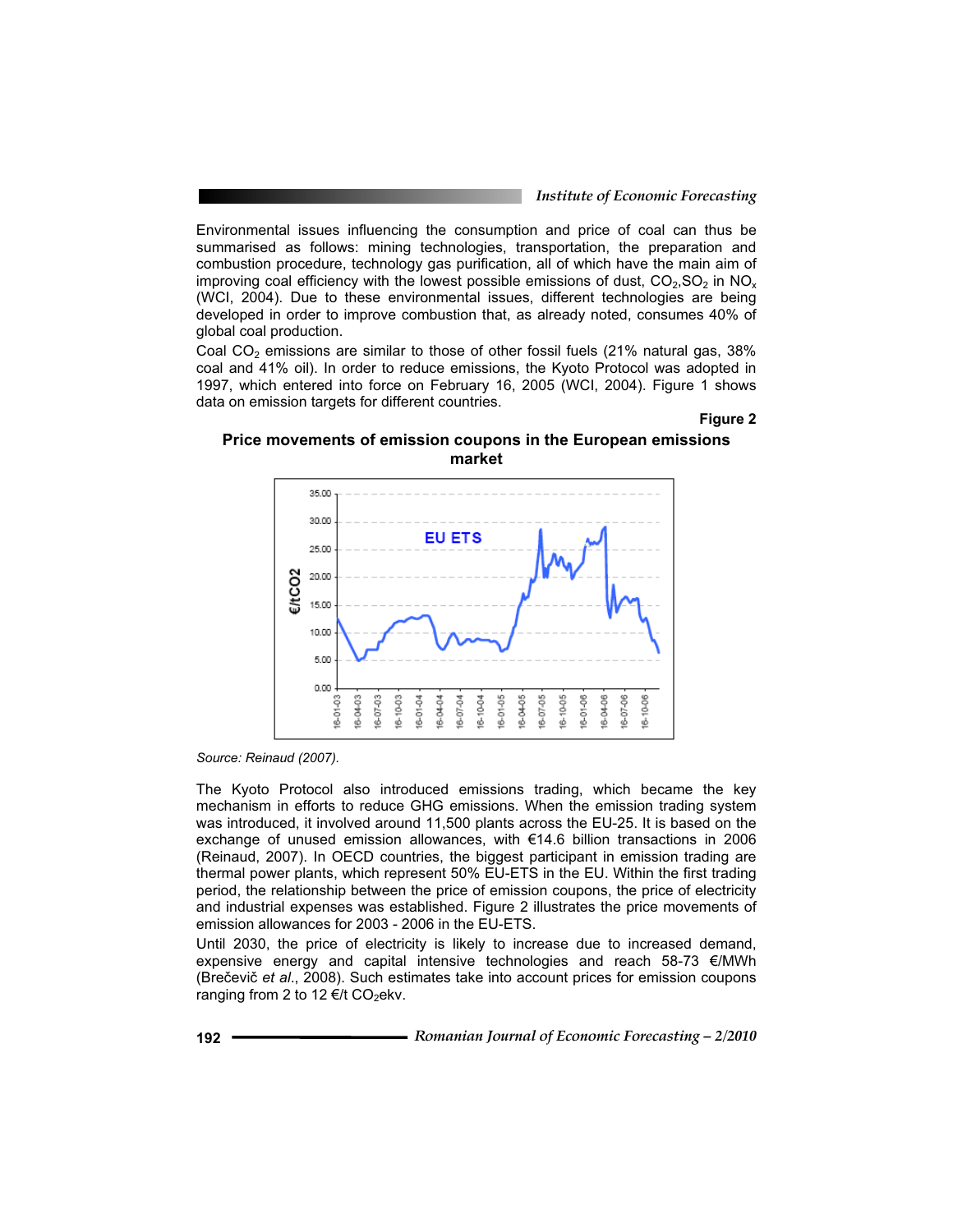Environmental issues influencing the consumption and price of coal can thus be summarised as follows: mining technologies, transportation, the preparation and combustion procedure, technology gas purification, all of which have the main aim of improving coal efficiency with the lowest possible emissions of dust, $CO_2$,$SO_2$ in $NO_x$ (WCI, 2004). Due to these environmental issues, different technologies are being developed in order to improve combustion that, as already noted, consumes 40% of global coal production.

Coal $CO_2$ emissions are similar to those of other fossil fuels (21% natural gas, 38% coal and 41% oil). In order to reduce emissions, the Kyoto Protocol was adopted in 1997, which entered into force on February 16, 2005 (WCI, 2004). Figure 1 shows data on emission targets for different countries.

**Figure 2**

**Price movements of emission coupons in the European emissions market**

*Source: Reinaud (2007).*

The Kyoto Protocol also introduced emissions trading, which became the key mechanism in efforts to reduce GHG emissions. When the emission trading system was introduced, it involved around 11,500 plants across the EU-25. It is based on the exchange of unused emission allowances, with €14.6 billion transactions in 2006 (Reinaud, 2007). In OECD countries, the biggest participant in emission trading are thermal power plants, which represent 50% EU-ETS in the EU. Within the first trading period, the relationship between the price of emission coupons, the price of electricity and industrial expenses was established. Figure 2 illustrates the price movements of emission allowances for 2003 - 2006 in the EU-ETS.

Until 2030, the price of electricity is likely to increase due to increased demand, expensive energy and capital intensive technologies and reach 58-73 €/MWh (Brečevič *et al*., 2008). Such estimates take into account prices for emission coupons ranging from 2 to 12 €/t $CO_2$ekv.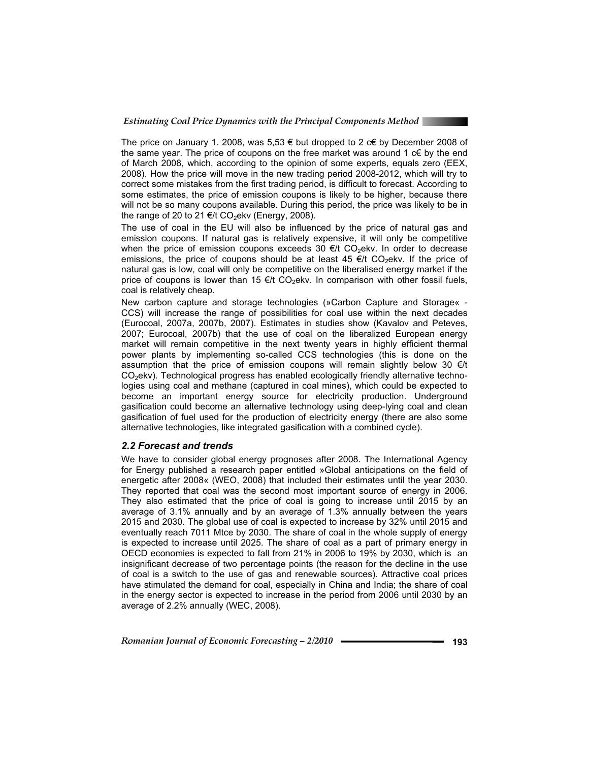The price on January 1. 2008, was 5,53 € but dropped to 2 c€ by December 2008 of the same year. The price of coupons on the free market was around 1 c€ by the end of March 2008, which, according to the opinion of some experts, equals zero (EEX, 2008). How the price will move in the new trading period 2008-2012, which will try to correct some mistakes from the first trading period, is difficult to forecast. According to some estimates, the price of emission coupons is likely to be higher, because there will not be so many coupons available. During this period, the price was likely to be in the range of 20 to 21 €/t $CO_2$ekv (Energy, 2008).

The use of coal in the EU will also be influenced by the price of natural gas and emission coupons. If natural gas is relatively expensive, it will only be competitive when the price of emission coupons exceeds 30 €/t $CO_2$ekv. In order to decrease emissions, the price of coupons should be at least 45 €/t $CO_2$ekv. If the price of natural gas is low, coal will only be competitive on the liberalised energy market if the price of coupons is lower than 15 €/t $CO_2$ekv. In comparison with other fossil fuels, coal is relatively cheap.

New carbon capture and storage technologies (»Carbon Capture and Storage« - CCS) will increase the range of possibilities for coal use within the next decades (Eurocoal, 2007a, 2007b, 2007). Estimates in studies show (Kavalov and Peteves, 2007; Eurocoal, 2007b) that the use of coal on the liberalized European energy market will remain competitive in the next twenty years in highly efficient thermal power plants by implementing so-called CCS technologies (this is done on the assumption that the price of emission coupons will remain slightly below 30 €/t $CO_2$ekv). Technological progress has enabled ecologically friendly alternative technologies using coal and methane (captured in coal mines), which could be expected to become an important energy source for electricity production. Underground gasification could become an alternative technology using deep-lying coal and clean gasification of fuel used for the production of electricity energy (there are also some alternative technologies, like integrated gasification with a combined cycle).

### *2.2 Forecast and trends*

We have to consider global energy prognoses after 2008. The International Agency for Energy published a research paper entitled »Global anticipations on the field of energetic after 2008« (WEO, 2008) that included their estimates until the year 2030. They reported that coal was the second most important source of energy in 2006. They also estimated that the price of coal is going to increase until 2015 by an average of 3.1% annually and by an average of 1.3% annually between the years 2015 and 2030. The global use of coal is expected to increase by 32% until 2015 and eventually reach 7011 Mtce by 2030. The share of coal in the whole supply of energy is expected to increase until 2025. The share of coal as a part of primary energy in OECD economies is expected to fall from 21% in 2006 to 19% by 2030, which is an insignificant decrease of two percentage points (the reason for the decline in the use of coal is a switch to the use of gas and renewable sources). Attractive coal prices have stimulated the demand for coal, especially in China and India; the share of coal in the energy sector is expected to increase in the period from 2006 until 2030 by an average of 2.2% annually (WEC, 2008).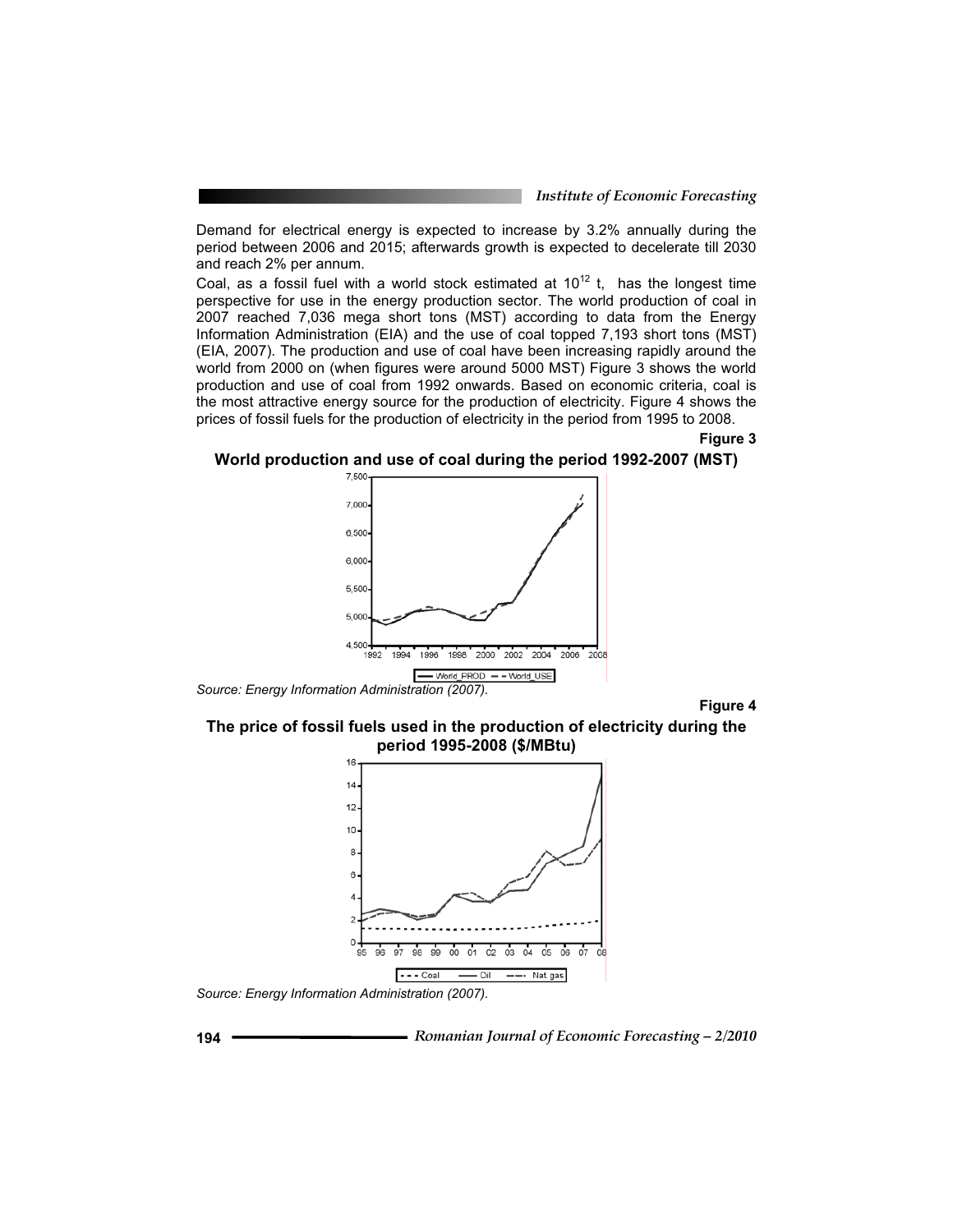Demand for electrical energy is expected to increase by 3.2% annually during the period between 2006 and 2015; afterwards growth is expected to decelerate till 2030 and reach 2% per annum.

Coal, as a fossil fuel with a world stock estimated at $10^{12}$ t, has the longest time perspective for use in the energy production sector. The world production of coal in 2007 reached 7,036 mega short tons (MST) according to data from the Energy Information Administration (EIA) and the use of coal topped 7,193 short tons (MST) (EIA, 2007). The production and use of coal have been increasing rapidly around the world from 2000 on (when figures were around 5000 MST) Figure 3 shows the world production and use of coal from 1992 onwards. Based on economic criteria, coal is the most attractive energy source for the production of electricity. Figure 4 shows the prices of fossil fuels for the production of electricity in the period from 1995 to 2008.

**Figure 3**

**World production and use of coal during the period 1992-2007 (MST)**

*Source: Energy Information Administration (2007).*

**Figure 4**

**The price of fossil fuels used in the production of electricity during the period 1995-2008 ($/MBtu)**

*Source: Energy Information Administration (2007).*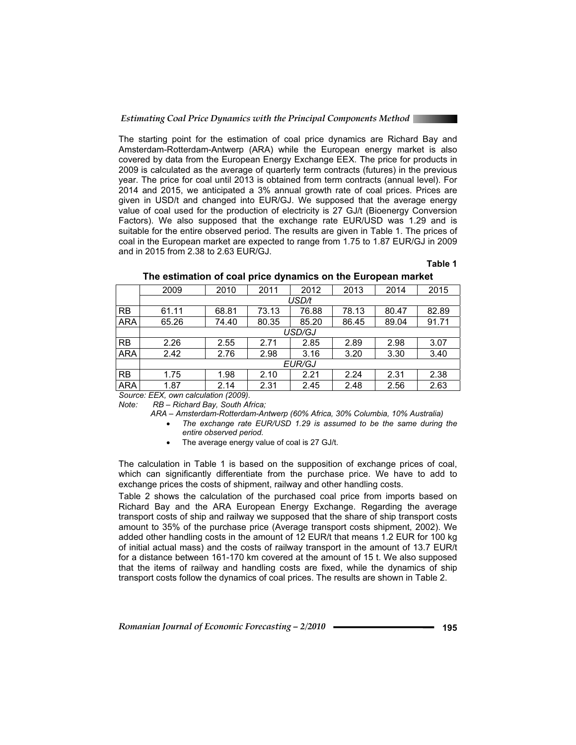The starting point for the estimation of coal price dynamics are Richard Bay and Amsterdam-Rotterdam-Antwerp (ARA) while the European energy market is also covered by data from the European Energy Exchange EEX. The price for products in 2009 is calculated as the average of quarterly term contracts (futures) in the previous year. The price for coal until 2013 is obtained from term contracts (annual level). For 2014 and 2015, we anticipated a 3% annual growth rate of coal prices. Prices are given in USD/t and changed into EUR/GJ. We supposed that the average energy value of coal used for the production of electricity is 27 GJ/t (Bioenergy Conversion Factors). We also supposed that the exchange rate EUR/USD was 1.29 and is suitable for the entire observed period. The results are given in Table 1. The prices of coal in the European market are expected to range from 1.75 to 1.87 EUR/GJ in 2009 and in 2015 from 2.38 to 2.63 EUR/GJ.

**Table 1**

**The estimation of coal price dynamics on the European market**

| | 2009 | 2010 | 2011 | 2012 | 2013 | 2014 | 2015 |
|---|---|---|---|---|---|---|---|
| | | | | *USD/t* | | | |
| RB | 61.11 | 68.81 | 73.13 | 76.88 | 78.13 | 80.47 | 82.89 |
| ARA | 65.26 | 74.40 | 80.35 | 85.20 | 86.45 | 89.04 | 91.71 |
| | | | | *USD/GJ* | | | |
| RB | 2.26 | 2.55 | 2.71 | 2.85 | 2.89 | 2.98 | 3.07 |
| ARA | 2.42 | 2.76 | 2.98 | 3.16 | 3.20 | 3.30 | 3.40 |
| | | | | *EUR/GJ* | | | |
| RB | 1.75 | 1.98 | 2.10 | 2.21 | 2.24 | 2.31 | 2.38 |
| ARA | 1.87 | 2.14 | 2.31 | 2.45 | 2.48 | 2.56 | 2.63 |

*Source: EEX, own calculation (2009).*

*Note: RB – Richard Bay, South Africa;*

*ARA – Amsterdam-Rotterdam-Antwerp (60% Africa, 30% Columbia, 10% Australia)*

- *The exchange rate EUR/USD 1.29 is assumed to be the same during the entire observed period.*
- The average energy value of coal is 27 GJ/t.

The calculation in Table 1 is based on the supposition of exchange prices of coal, which can significantly differentiate from the purchase price. We have to add to exchange prices the costs of shipment, railway and other handling costs.

Table 2 shows the calculation of the purchased coal price from imports based on Richard Bay and the ARA European Energy Exchange. Regarding the average transport costs of ship and railway we supposed that the share of ship transport costs amount to 35% of the purchase price (Average transport costs shipment, 2002). We added other handling costs in the amount of 12 EUR/t that means 1.2 EUR for 100 kg of initial actual mass) and the costs of railway transport in the amount of 13.7 EUR/t for a distance between 161-170 km covered at the amount of 15 t. We also supposed that the items of railway and handling costs are fixed, while the dynamics of ship transport costs follow the dynamics of coal prices. The results are shown in Table 2.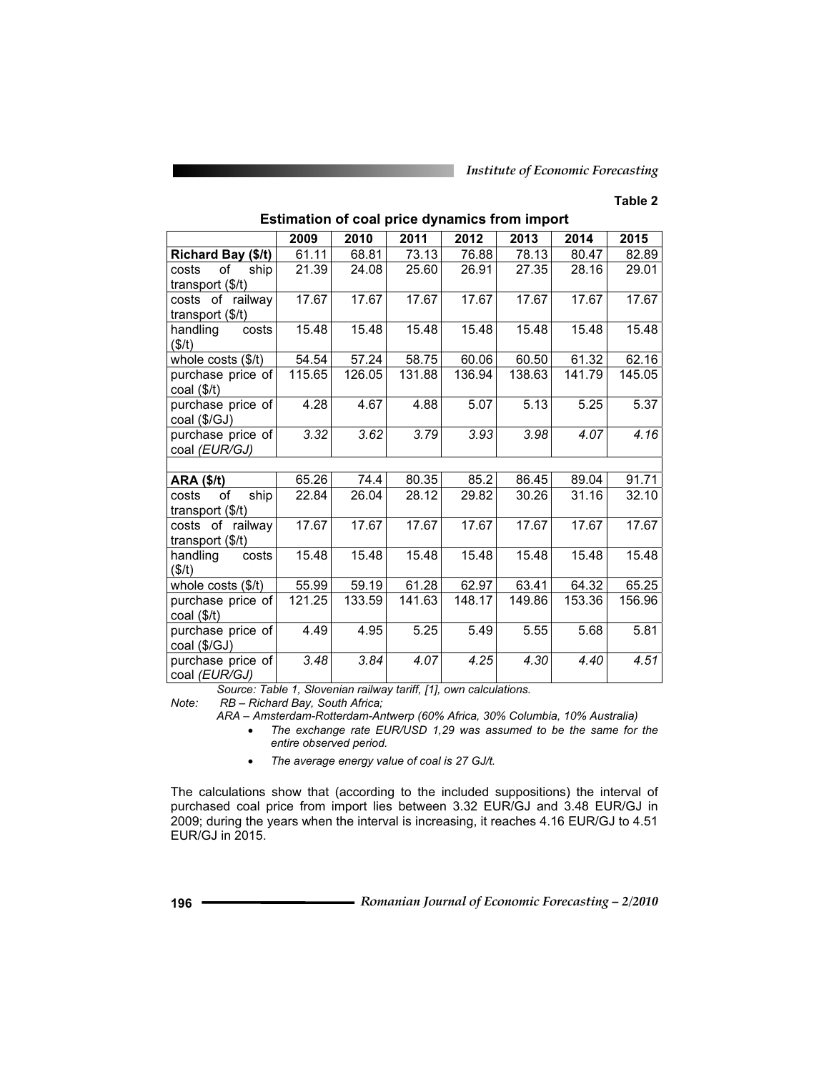Table 2

**Estimation of coal price dynamics from import**

| | 2009 | 2010 | 2011 | 2012 | 2013 | 2014 | 2015 |
|---|---|---|---|---|---|---|---|
| **Richard Bay ($/t)** | 61.11 | 68.81 | 73.13 | 76.88 | 78.13 | 80.47 | 82.89 |
| costs of ship transport ($/t) | 21.39 | 24.08 | 25.60 | 26.91 | 27.35 | 28.16 | 29.01 |
| costs of railway transport ($/t) | 17.67 | 17.67 | 17.67 | 17.67 | 17.67 | 17.67 | 17.67 |
| handling costs ($/t) | 15.48 | 15.48 | 15.48 | 15.48 | 15.48 | 15.48 | 15.48 |
| whole costs ($/t) | 54.54 | 57.24 | 58.75 | 60.06 | 60.50 | 61.32 | 62.16 |
| purchase price of coal ($/t) | 115.65 | 126.05 | 131.88 | 136.94 | 138.63 | 141.79 | 145.05 |
| purchase price of coal ($/GJ) | 4.28 | 4.67 | 4.88 | 5.07 | 5.13 | 5.25 | 5.37 |
| purchase price of coal *(EUR/GJ)* | *3.32* | *3.62* | *3.79* | *3.93* | *3.98* | *4.07* | *4.16* |
| | | | | | | | |
| **ARA ($/t)** | 65.26 | 74.4 | 80.35 | 85.2 | 86.45 | 89.04 | 91.71 |
| costs of ship transport ($/t) | 22.84 | 26.04 | 28.12 | 29.82 | 30.26 | 31.16 | 32.10 |
| costs of railway transport ($/t) | 17.67 | 17.67 | 17.67 | 17.67 | 17.67 | 17.67 | 17.67 |
| handling costs ($/t) | 15.48 | 15.48 | 15.48 | 15.48 | 15.48 | 15.48 | 15.48 |
| whole costs ($/t) | 55.99 | 59.19 | 61.28 | 62.97 | 63.41 | 64.32 | 65.25 |
| purchase price of coal ($/t) | 121.25 | 133.59 | 141.63 | 148.17 | 149.86 | 153.36 | 156.96 |
| purchase price of coal ($/GJ) | 4.49 | 4.95 | 5.25 | 5.49 | 5.55 | 5.68 | 5.81 |
| purchase price of coal *(EUR/GJ)* | *3.48* | *3.84* | *4.07* | *4.25* | *4.30* | *4.40* | *4.51* |

*Source: Table 1, Slovenian railway tariff, [1], own calculations.*

*Note:* *RB – Richard Bay, South Africa;*

*ARA – Amsterdam-Rotterdam-Antwerp (60% Africa, 30% Columbia, 10% Australia)*

- *The exchange rate EUR/USD 1,29 was assumed to be the same for the entire observed period.*
- *The average energy value of coal is 27 GJ/t.*

The calculations show that (according to the included suppositions) the interval of purchased coal price from import lies between 3.32 EUR/GJ and 3.48 EUR/GJ in 2009; during the years when the interval is increasing, it reaches 4.16 EUR/GJ to 4.51 EUR/GJ in 2015.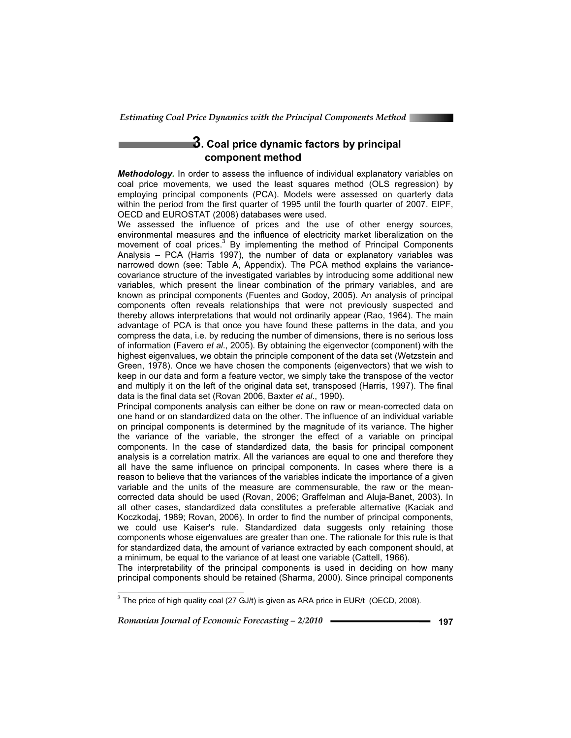## 3. Coal price dynamic factors by principal component method

***Methodology.*** In order to assess the influence of individual explanatory variables on coal price movements, we used the least squares method (OLS regression) by employing principal components (PCA). Models were assessed on quarterly data within the period from the first quarter of 1995 until the fourth quarter of 2007. EIPF, OECD and EUROSTAT (2008) databases were used.

We assessed the influence of prices and the use of other energy sources, environmental measures and the influence of electricity market liberalization on the movement of coal prices.[3] By implementing the method of Principal Components Analysis – PCA (Harris 1997), the number of data or explanatory variables was narrowed down (see: Table A, Appendix). The PCA method explains the variance-covariance structure of the investigated variables by introducing some additional new variables, which present the linear combination of the primary variables, and are known as principal components (Fuentes and Godoy, 2005). An analysis of principal components often reveals relationships that were not previously suspected and thereby allows interpretations that would not ordinarily appear (Rao, 1964). The main advantage of PCA is that once you have found these patterns in the data, and you compress the data, i.e. by reducing the number of dimensions, there is no serious loss of information (Favero *et al*., 2005). By obtaining the eigenvector (component) with the highest eigenvalues, we obtain the principle component of the data set (Wetzstein and Green, 1978). Once we have chosen the components (eigenvectors) that we wish to keep in our data and form a feature vector, we simply take the transpose of the vector and multiply it on the left of the original data set, transposed (Harris, 1997). The final data is the final data set (Rovan 2006, Baxter *et al*., 1990).

Principal components analysis can either be done on raw or mean-corrected data on one hand or on standardized data on the other. The influence of an individual variable on principal components is determined by the magnitude of its variance. The higher the variance of the variable, the stronger the effect of a variable on principal components. In the case of standardized data, the basis for principal component analysis is a correlation matrix. All the variances are equal to one and therefore they all have the same influence on principal components. In cases where there is a reason to believe that the variances of the variables indicate the importance of a given variable and the units of the measure are commensurable, the raw or the mean-corrected data should be used (Rovan, 2006; Graffelman and Aluja-Banet, 2003). In all other cases, standardized data constitutes a preferable alternative (Kaciak and Koczkodaj, 1989; Rovan, 2006). In order to find the number of principal components, we could use Kaiser's rule. Standardized data suggests only retaining those components whose eigenvalues are greater than one. The rationale for this rule is that for standardized data, the amount of variance extracted by each component should, at a minimum, be equal to the variance of at least one variable (Cattell, 1966).

The interpretability of the principal components is used in deciding on how many principal components should be retained (Sharma, 2000). Since principal components

[3] The price of high quality coal (27 GJ/t) is given as ARA price in EUR/t (OECD, 2008).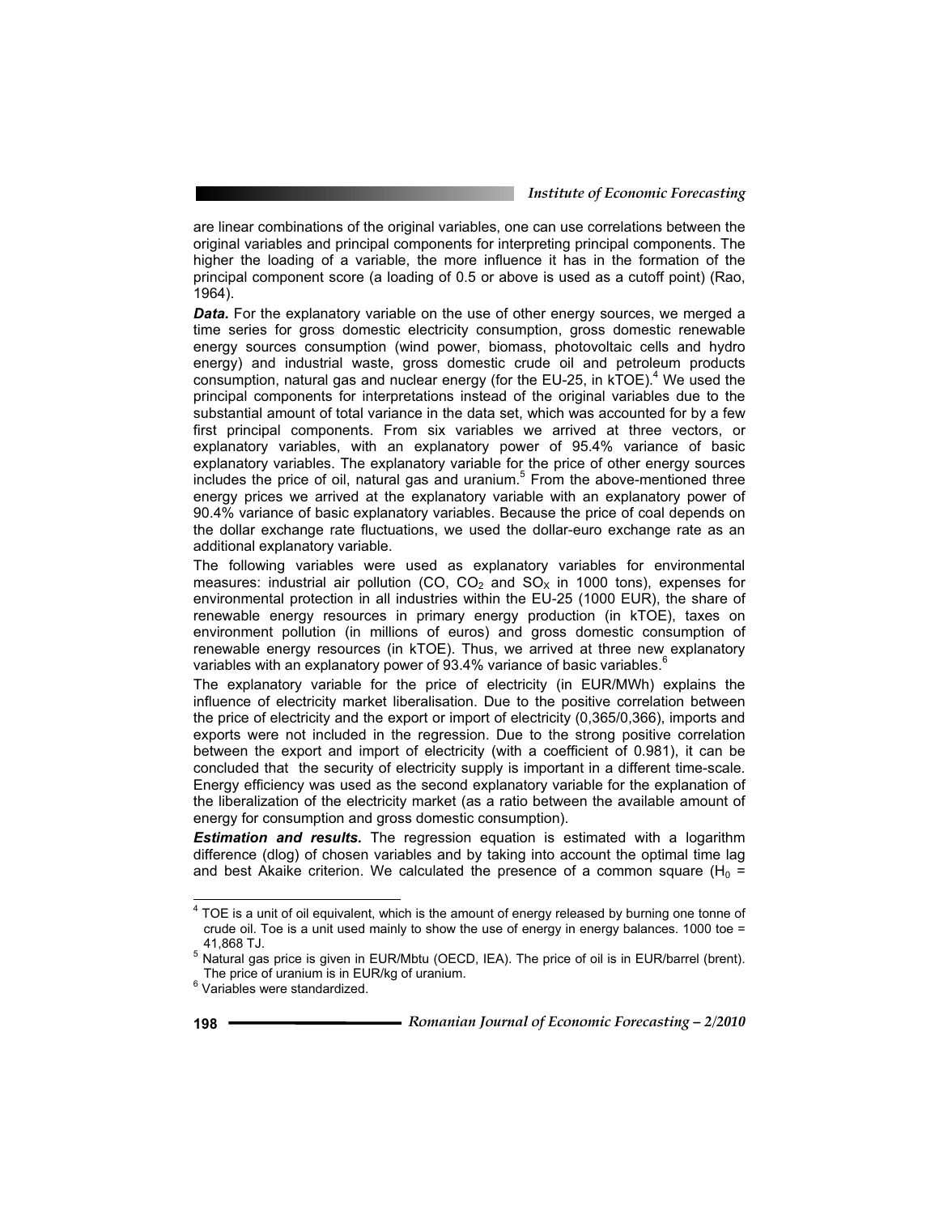are linear combinations of the original variables, one can use correlations between the original variables and principal components for interpreting principal components. The higher the loading of a variable, the more influence it has in the formation of the principal component score (a loading of 0.5 or above is used as a cutoff point) (Rao, 1964).

***Data.*** For the explanatory variable on the use of other energy sources, we merged a time series for gross domestic electricity consumption, gross domestic renewable energy sources consumption (wind power, biomass, photovoltaic cells and hydro energy) and industrial waste, gross domestic crude oil and petroleum products consumption, natural gas and nuclear energy (for the EU-25, in kTOE).[4] We used the principal components for interpretations instead of the original variables due to the substantial amount of total variance in the data set, which was accounted for by a few first principal components. From six variables we arrived at three vectors, or explanatory variables, with an explanatory power of 95.4% variance of basic explanatory variables. The explanatory variable for the price of other energy sources includes the price of oil, natural gas and uranium.[5] From the above-mentioned three energy prices we arrived at the explanatory variable with an explanatory power of 90.4% variance of basic explanatory variables. Because the price of coal depends on the dollar exchange rate fluctuations, we used the dollar-euro exchange rate as an additional explanatory variable.

The following variables were used as explanatory variables for environmental measures: industrial air pollution (CO, $CO_2$ and $SO_X$ in 1000 tons), expenses for environmental protection in all industries within the EU-25 (1000 EUR), the share of renewable energy resources in primary energy production (in kTOE), taxes on environment pollution (in millions of euros) and gross domestic consumption of renewable energy resources (in kTOE). Thus, we arrived at three new explanatory variables with an explanatory power of 93.4% variance of basic variables.[6]

The explanatory variable for the price of electricity (in EUR/MWh) explains the influence of electricity market liberalisation. Due to the positive correlation between the price of electricity and the export or import of electricity (0,365/0,366), imports and exports were not included in the regression. Due to the strong positive correlation between the export and import of electricity (with a coefficient of 0.981), it can be concluded that the security of electricity supply is important in a different time-scale. Energy efficiency was used as the second explanatory variable for the explanation of the liberalization of the electricity market (as a ratio between the available amount of energy for consumption and gross domestic consumption).

***Estimation and results.*** The regression equation is estimated with a logarithm difference (dlog) of chosen variables and by taking into account the optimal time lag and best Akaike criterion. We calculated the presence of a common square ($H_0$ =

---

[4] TOE is a unit of oil equivalent, which is the amount of energy released by burning one tonne of crude oil. Toe is a unit used mainly to show the use of energy in energy balances. 1000 toe = 41,868 TJ.

[5] Natural gas price is given in EUR/Mbtu (OECD, IEA). The price of oil is in EUR/barrel (brent). The price of uranium is in EUR/kg of uranium.

[6] Variables were standardized.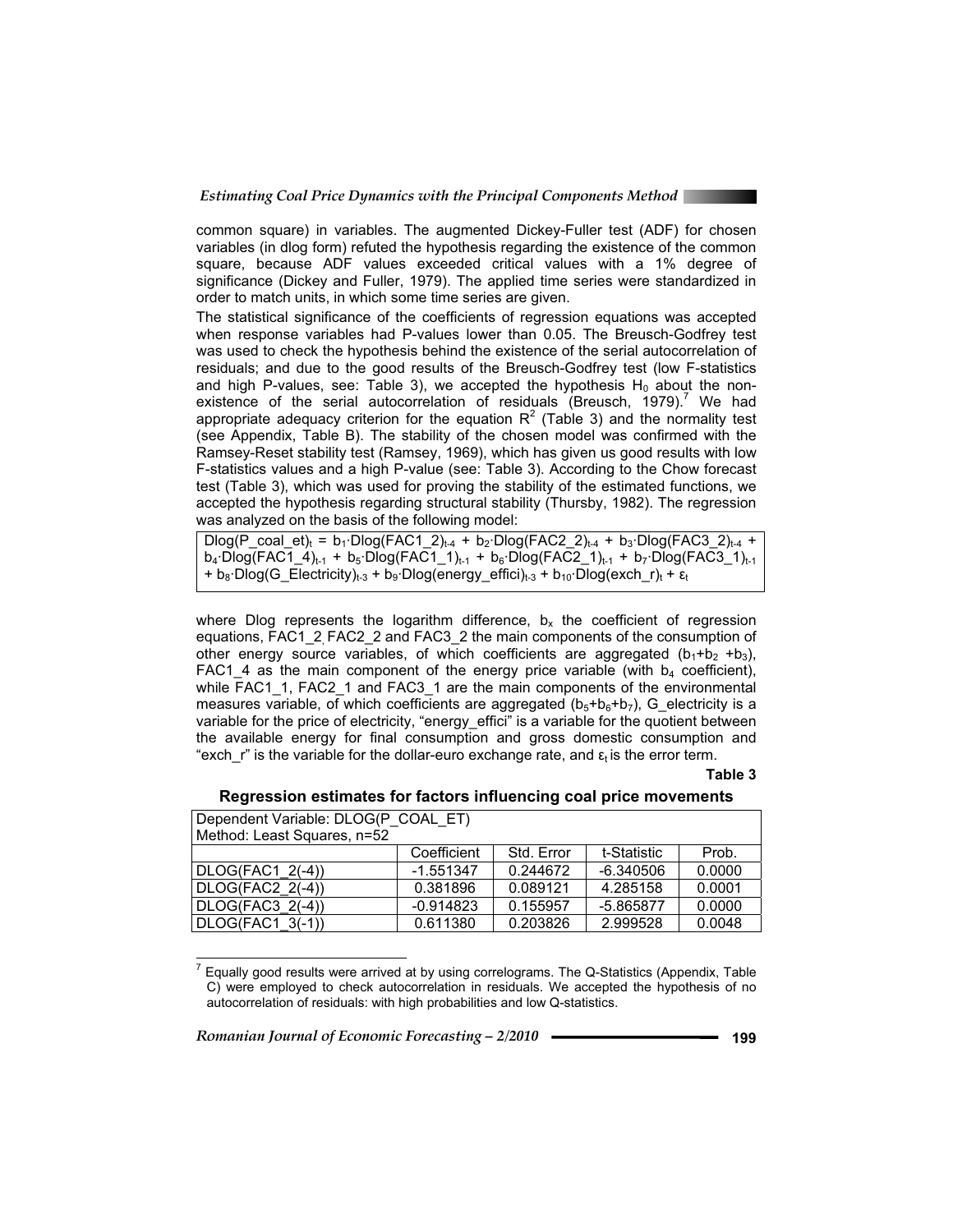common square) in variables. The augmented Dickey-Fuller test (ADF) for chosen variables (in dlog form) refuted the hypothesis regarding the existence of the common square, because ADF values exceeded critical values with a 1% degree of significance (Dickey and Fuller, 1979). The applied time series were standardized in order to match units, in which some time series are given.

The statistical significance of the coefficients of regression equations was accepted when response variables had P-values lower than 0.05. The Breusch-Godfrey test was used to check the hypothesis behind the existence of the serial autocorrelation of residuals; and due to the good results of the Breusch-Godfrey test (low F-statistics and high P-values, see: Table 3), we accepted the hypothesis $H_0$ about the non-existence of the serial autocorrelation of residuals (Breusch, 1979).[7] We had appropriate adequacy criterion for the equation $R^2$ (Table 3) and the normality test (see Appendix, Table B). The stability of the chosen model was confirmed with the Ramsey-Reset stability test (Ramsey, 1969), which has given us good results with low F-statistics values and a high P-value (see: Table 3). According to the Chow forecast test (Table 3), which was used for proving the stability of the estimated functions, we accepted the hypothesis regarding structural stability (Thursby, 1982). The regression was analyzed on the basis of the following model:

$$\text{Dlog}(P\_coal\_et)_t = b_1 \cdot \text{Dlog}(FAC1\_2)_{t-4} + b_2 \cdot \text{Dlog}(FAC2\_2)_{t-4} + b_3 \cdot \text{Dlog}(FAC3\_2)_{t-4} + b_4 \cdot \text{Dlog}(FAC1\_4)_{t-1} + b_5 \cdot \text{Dlog}(FAC1\_1)_{t-1} + b_6 \cdot \text{Dlog}(FAC2\_1)_{t-1} + b_7 \cdot \text{Dlog}(FAC3\_1)_{t-1} + b_8 \cdot \text{Dlog}(G\_Electricity)_{t-3} + b_9 \cdot \text{Dlog}(energy\_effici)_{t-3} + b_{10} \cdot \text{Dlog}(exch\_r)_t + \varepsilon_t$$

where Dlog represents the logarithm difference, $b_x$ the coefficient of regression equations, FAC1_2, FAC2_2 and FAC3_2 the main components of the consumption of other energy source variables, of which coefficients are aggregated ($b_1+b_2+b_3$), FAC1_4 as the main component of the energy price variable (with $b_4$ coefficient), while FAC1_1, FAC2_1 and FAC3_1 are the main components of the environmental measures variable, of which coefficients are aggregated ($b_5+b_6+b_7$), G_electricity is a variable for the price of electricity, "energy_effici" is a variable for the quotient between the available energy for final consumption and gross domestic consumption and "exch_r" is the variable for the dollar-euro exchange rate, and $\varepsilon_t$ is the error term.

**Table 3**

**Regression estimates for factors influencing coal price movements**

| Dependent Variable: DLOG(P_COAL_ET) Method: Least Squares, n=52 | | | | |
|---|---|---|---|---|
| | Coefficient | Std. Error | t-Statistic | Prob. |
| DLOG(FAC1_2(-4)) | -1.551347 | 0.244672 | -6.340506 | 0.0000 |
| DLOG(FAC2_2(-4)) | 0.381896 | 0.089121 | 4.285158 | 0.0001 |
| DLOG(FAC3_2(-4)) | -0.914823 | 0.155957 | -5.865877 | 0.0000 |
| DLOG(FAC1_3(-1)) | 0.611380 | 0.203826 | 2.999528 | 0.0048 |

[7] Equally good results were arrived at by using correlograms. The Q-Statistics (Appendix, Table C) were employed to check autocorrelation in residuals. We accepted the hypothesis of no autocorrelation of residuals: with high probabilities and low Q-statistics.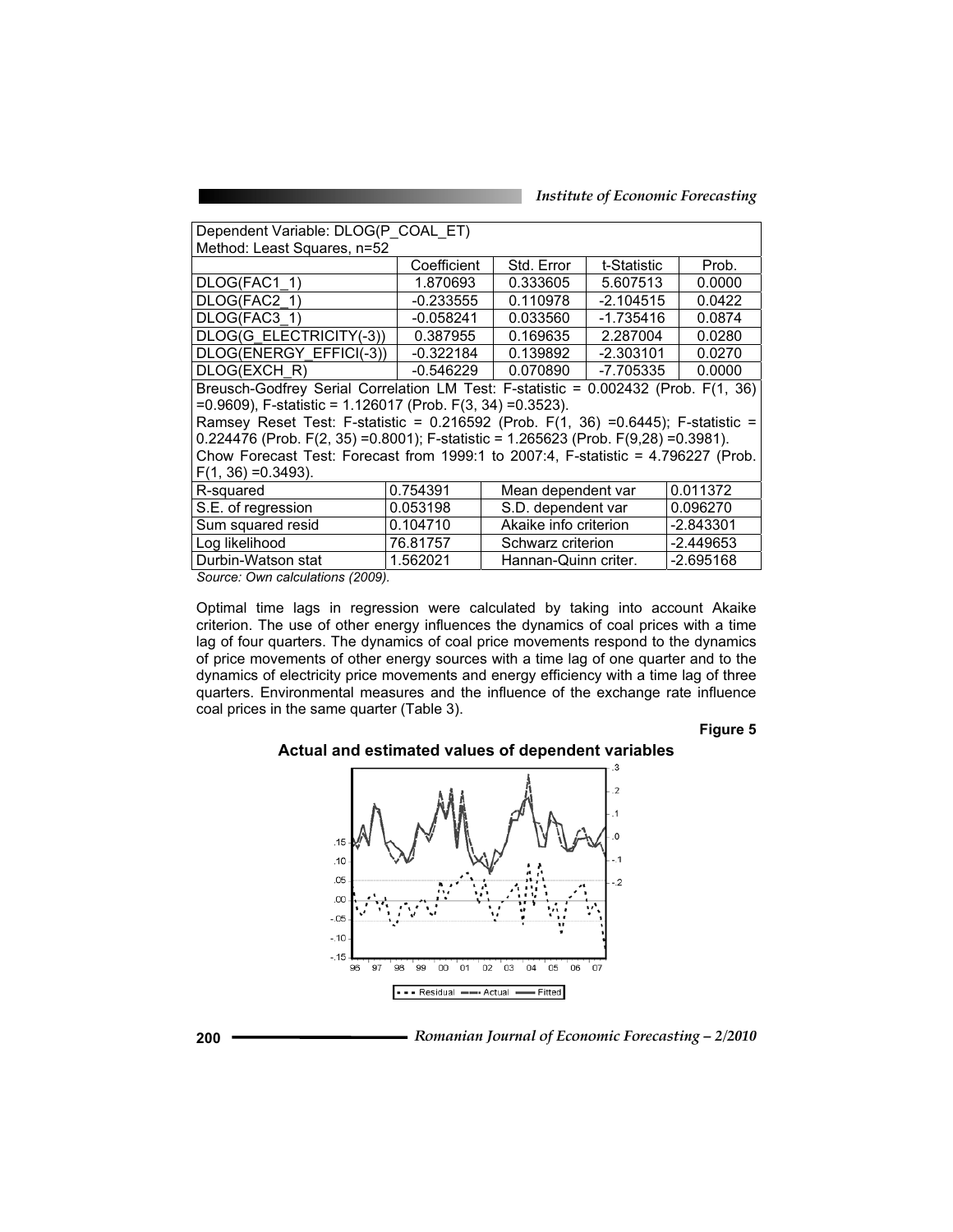| Dependent Variable: DLOG(P_COAL_ET) | | | | |
|---|---|---|---|---|
| Method: Least Squares, n=52 | | | | |
| | Coefficient | Std. Error | t-Statistic | Prob. |
| DLOG(FAC1_1) | 1.870693 | 0.333605 | 5.607513 | 0.0000 |
| DLOG(FAC2_1) | -0.233555 | 0.110978 | -2.104515 | 0.0422 |
| DLOG(FAC3_1) | -0.058241 | 0.033560 | -1.735416 | 0.0874 |
| DLOG(G_ELECTRICITY(-3)) | 0.387955 | 0.169635 | 2.287004 | 0.0280 |
| DLOG(ENERGY_EFFICI(-3)) | -0.322184 | 0.139892 | -2.303101 | 0.0270 |
| DLOG(EXCH_R) | -0.546229 | 0.070890 | -7.705335 | 0.0000 |
| Breusch-Godfrey Serial Correlation LM Test: F-statistic = 0.002432 (Prob. F(1, 36) =0.9609), F-statistic = 1.126017 (Prob. F(3, 34) =0.3523). Ramsey Reset Test: F-statistic = 0.216592 (Prob. F(1, 36) =0.6445); F-statistic = 0.224476 (Prob. F(2, 35) =0.8001); F-statistic = 1.265623 (Prob. F(9,28) =0.3981). Chow Forecast Test: Forecast from 1999:1 to 2007:4, F-statistic = 4.796227 (Prob. F(1, 36) =0.3493). | | | | |
| R-squared | 0.754391 | Mean dependent var | | 0.011372 |
| S.E. of regression | 0.053198 | S.D. dependent var | | 0.096270 |
| Sum squared resid | 0.104710 | Akaike info criterion | | -2.843301 |
| Log likelihood | 76.81757 | Schwarz criterion | | -2.449653 |
| Durbin-Watson stat | 1.562021 | Hannan-Quinn criter. | | -2.695168 |

*Source: Own calculations (2009).*

Optimal time lags in regression were calculated by taking into account Akaike criterion. The use of other energy influences the dynamics of coal prices with a time lag of four quarters. The dynamics of coal price movements respond to the dynamics of price movements of other energy sources with a time lag of one quarter and to the dynamics of electricity price movements and energy efficiency with a time lag of three quarters. Environmental measures and the influence of the exchange rate influence coal prices in the same quarter (Table 3).

**Figure 5**

**Actual and estimated values of dependent variables**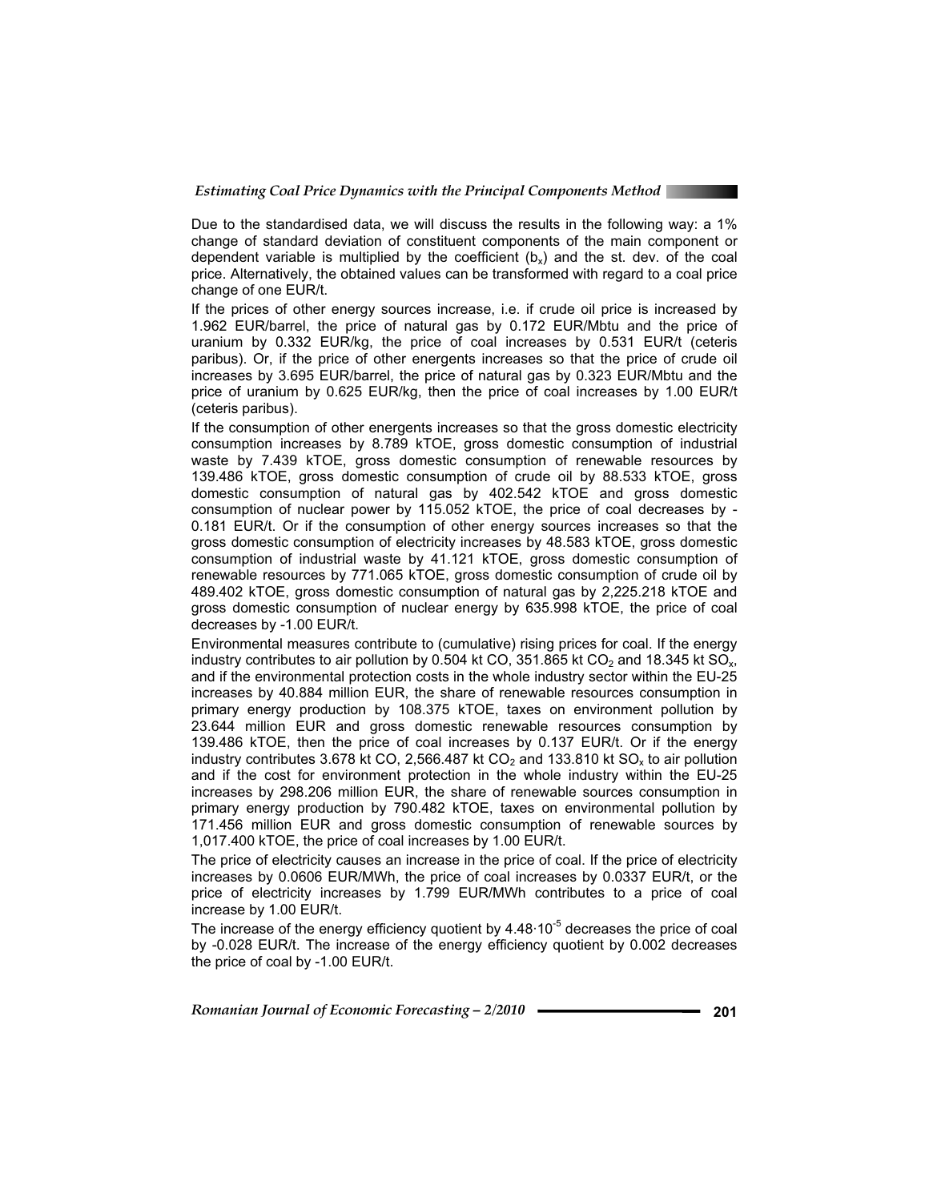Due to the standardised data, we will discuss the results in the following way: a 1% change of standard deviation of constituent components of the main component or dependent variable is multiplied by the coefficient ($b_x$) and the st. dev. of the coal price. Alternatively, the obtained values can be transformed with regard to a coal price change of one EUR/t.

If the prices of other energy sources increase, i.e. if crude oil price is increased by 1.962 EUR/barrel, the price of natural gas by 0.172 EUR/Mbtu and the price of uranium by 0.332 EUR/kg, the price of coal increases by 0.531 EUR/t (ceteris paribus). Or, if the price of other energents increases so that the price of crude oil increases by 3.695 EUR/barrel, the price of natural gas by 0.323 EUR/Mbtu and the price of uranium by 0.625 EUR/kg, then the price of coal increases by 1.00 EUR/t (ceteris paribus).

If the consumption of other energents increases so that the gross domestic electricity consumption increases by 8.789 kTOE, gross domestic consumption of industrial waste by 7.439 kTOE, gross domestic consumption of renewable resources by 139.486 kTOE, gross domestic consumption of crude oil by 88.533 kTOE, gross domestic consumption of natural gas by 402.542 kTOE and gross domestic consumption of nuclear power by 115.052 kTOE, the price of coal decreases by -0.181 EUR/t. Or if the consumption of other energy sources increases so that the gross domestic consumption of electricity increases by 48.583 kTOE, gross domestic consumption of industrial waste by 41.121 kTOE, gross domestic consumption of renewable resources by 771.065 kTOE, gross domestic consumption of crude oil by 489.402 kTOE, gross domestic consumption of natural gas by 2,225.218 kTOE and gross domestic consumption of nuclear energy by 635.998 kTOE, the price of coal decreases by -1.00 EUR/t.

Environmental measures contribute to (cumulative) rising prices for coal. If the energy industry contributes to air pollution by 0.504 kt CO, 351.865 kt $CO_2$ and 18.345 kt $SO_x$, and if the environmental protection costs in the whole industry sector within the EU-25 increases by 40.884 million EUR, the share of renewable resources consumption in primary energy production by 108.375 kTOE, taxes on environment pollution by 23.644 million EUR and gross domestic renewable resources consumption by 139.486 kTOE, then the price of coal increases by 0.137 EUR/t. Or if the energy industry contributes 3.678 kt CO, 2,566.487 kt $CO_2$ and 133.810 kt $SO_x$ to air pollution and if the cost for environment protection in the whole industry within the EU-25 increases by 298.206 million EUR, the share of renewable sources consumption in primary energy production by 790.482 kTOE, taxes on environmental pollution by 171.456 million EUR and gross domestic consumption of renewable sources by 1,017.400 kTOE, the price of coal increases by 1.00 EUR/t.

The price of electricity causes an increase in the price of coal. If the price of electricity increases by 0.0606 EUR/MWh, the price of coal increases by 0.0337 EUR/t, or the price of electricity increases by 1.799 EUR/MWh contributes to a price of coal increase by 1.00 EUR/t.

The increase of the energy efficiency quotient by $4.48 \cdot 10^{-5}$ decreases the price of coal by -0.028 EUR/t. The increase of the energy efficiency quotient by 0.002 decreases the price of coal by -1.00 EUR/t.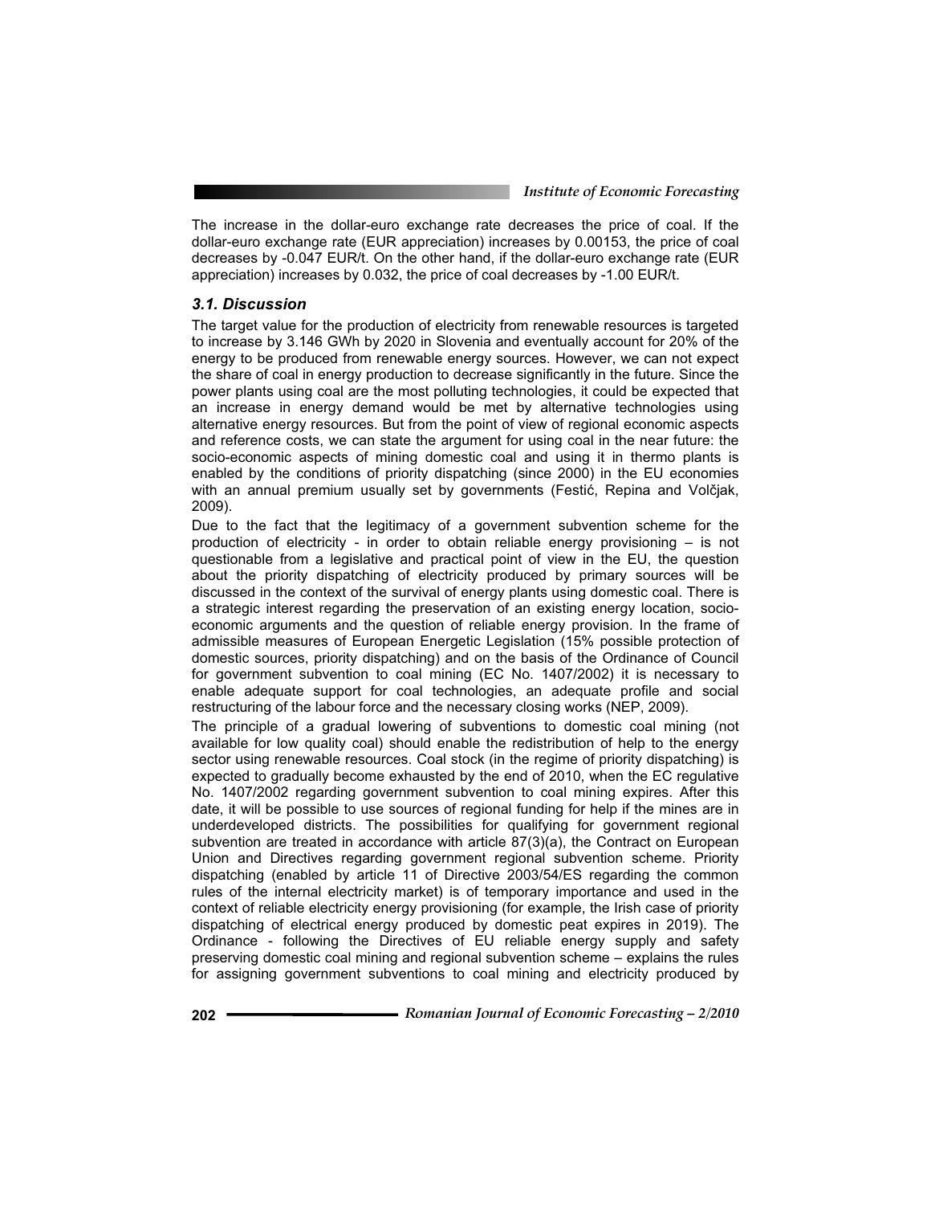The increase in the dollar-euro exchange rate decreases the price of coal. If the dollar-euro exchange rate (EUR appreciation) increases by 0.00153, the price of coal decreases by -0.047 EUR/t. On the other hand, if the dollar-euro exchange rate (EUR appreciation) increases by 0.032, the price of coal decreases by -1.00 EUR/t.

### *3.1. Discussion*

The target value for the production of electricity from renewable resources is targeted to increase by 3.146 GWh by 2020 in Slovenia and eventually account for 20% of the energy to be produced from renewable energy sources. However, we can not expect the share of coal in energy production to decrease significantly in the future. Since the power plants using coal are the most polluting technologies, it could be expected that an increase in energy demand would be met by alternative technologies using alternative energy resources. But from the point of view of regional economic aspects and reference costs, we can state the argument for using coal in the near future: the socio-economic aspects of mining domestic coal and using it in thermo plants is enabled by the conditions of priority dispatching (since 2000) in the EU economies with an annual premium usually set by governments (Festić, Repina and Volčjak, 2009).

Due to the fact that the legitimacy of a government subvention scheme for the production of electricity - in order to obtain reliable energy provisioning – is not questionable from a legislative and practical point of view in the EU, the question about the priority dispatching of electricity produced by primary sources will be discussed in the context of the survival of energy plants using domestic coal. There is a strategic interest regarding the preservation of an existing energy location, socio-economic arguments and the question of reliable energy provision. In the frame of admissible measures of European Energetic Legislation (15% possible protection of domestic sources, priority dispatching) and on the basis of the Ordinance of Council for government subvention to coal mining (EC No. 1407/2002) it is necessary to enable adequate support for coal technologies, an adequate profile and social restructuring of the labour force and the necessary closing works (NEP, 2009).

The principle of a gradual lowering of subventions to domestic coal mining (not available for low quality coal) should enable the redistribution of help to the energy sector using renewable resources. Coal stock (in the regime of priority dispatching) is expected to gradually become exhausted by the end of 2010, when the EC regulative No. 1407/2002 regarding government subvention to coal mining expires. After this date, it will be possible to use sources of regional funding for help if the mines are in underdeveloped districts. The possibilities for qualifying for government regional subvention are treated in accordance with article 87(3)(a), the Contract on European Union and Directives regarding government regional subvention scheme. Priority dispatching (enabled by article 11 of Directive 2003/54/ES regarding the common rules of the internal electricity market) is of temporary importance and used in the context of reliable electricity energy provisioning (for example, the Irish case of priority dispatching of electrical energy produced by domestic peat expires in 2019). The Ordinance - following the Directives of EU reliable energy supply and safety preserving domestic coal mining and regional subvention scheme – explains the rules for assigning government subventions to coal mining and electricity produced by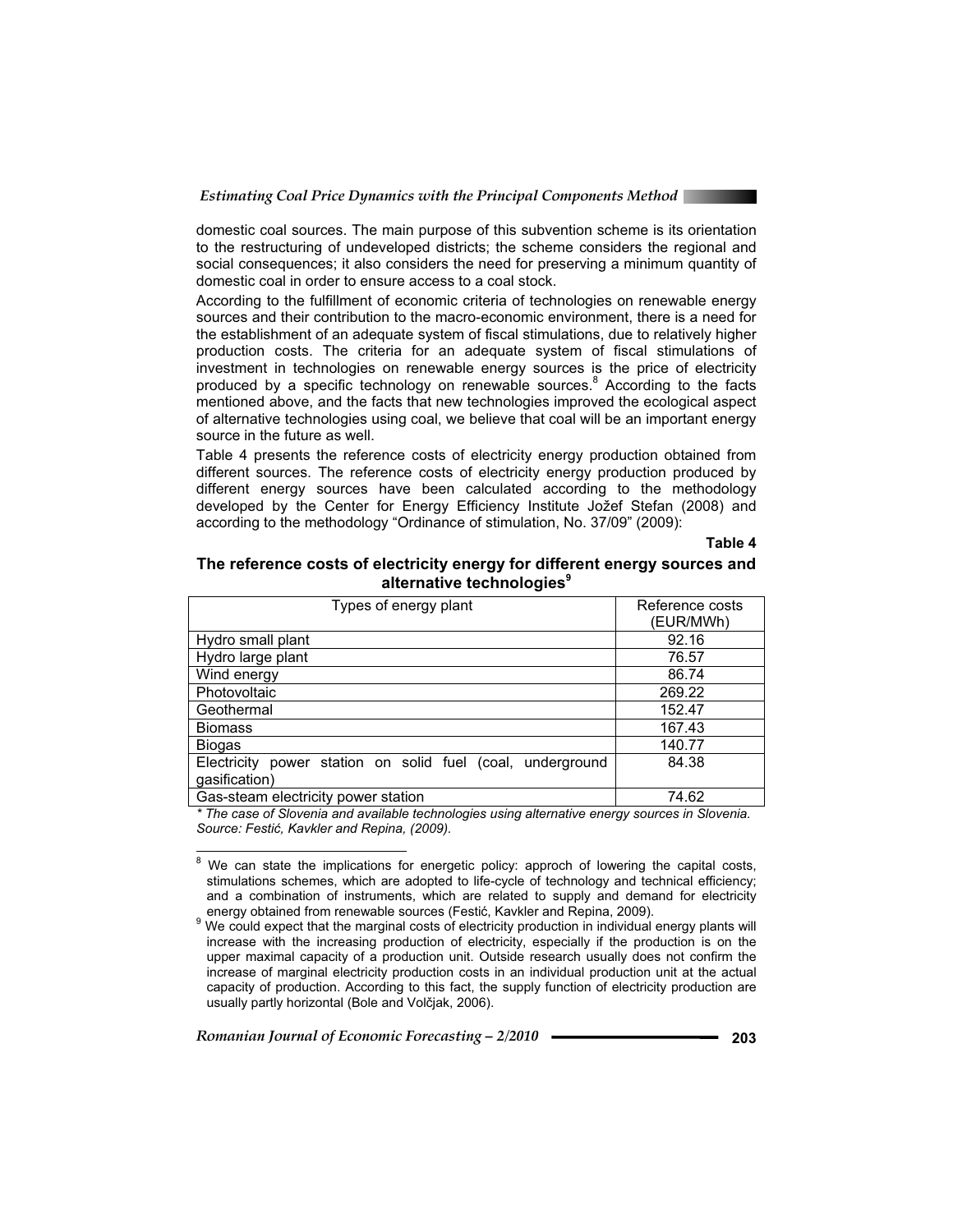domestic coal sources. The main purpose of this subvention scheme is its orientation to the restructuring of undeveloped districts; the scheme considers the regional and social consequences; it also considers the need for preserving a minimum quantity of domestic coal in order to ensure access to a coal stock.

According to the fulfillment of economic criteria of technologies on renewable energy sources and their contribution to the macro-economic environment, there is a need for the establishment of an adequate system of fiscal stimulations, due to relatively higher production costs. The criteria for an adequate system of fiscal stimulations of investment in technologies on renewable energy sources is the price of electricity produced by a specific technology on renewable sources.[8] According to the facts mentioned above, and the facts that new technologies improved the ecological aspect of alternative technologies using coal, we believe that coal will be an important energy source in the future as well.

Table 4 presents the reference costs of electricity energy production obtained from different sources. The reference costs of electricity energy production produced by different energy sources have been calculated according to the methodology developed by the Center for Energy Efficiency Institute Jožef Stefan (2008) and according to the methodology "Ordinance of stimulation, No. 37/09" (2009):

**Table 4**

**The reference costs of electricity energy for different energy sources and alternative technologies[9]**

| Types of energy plant | Reference costs (EUR/MWh) |
|---|---|
| Hydro small plant | 92.16 |
| Hydro large plant | 76.57 |
| Wind energy | 86.74 |
| Photovoltaic | 269.22 |
| Geothermal | 152.47 |
| Biomass | 167.43 |
| Biogas | 140.77 |
| Electricity power station on solid fuel (coal, underground gasification) | 84.38 |
| Gas-steam electricity power station | 74.62 |

*\* The case of Slovenia and available technologies using alternative energy sources in Slovenia. Source: Festić, Kavkler and Repina, (2009).*

[8] We can state the implications for energetic policy: approch of lowering the capital costs, stimulations schemes, which are adopted to life-cycle of technology and technical efficiency; and a combination of instruments, which are related to supply and demand for electricity energy obtained from renewable sources (Festić, Kavkler and Repina, 2009).

[9] We could expect that the marginal costs of electricity production in individual energy plants will increase with the increasing production of electricity, especially if the production is on the upper maximal capacity of a production unit. Outside research usually does not confirm the increase of marginal electricity production costs in an individual production unit at the actual capacity of production. According to this fact, the supply function of electricity production are usually partly horizontal (Bole and Volčjak, 2006).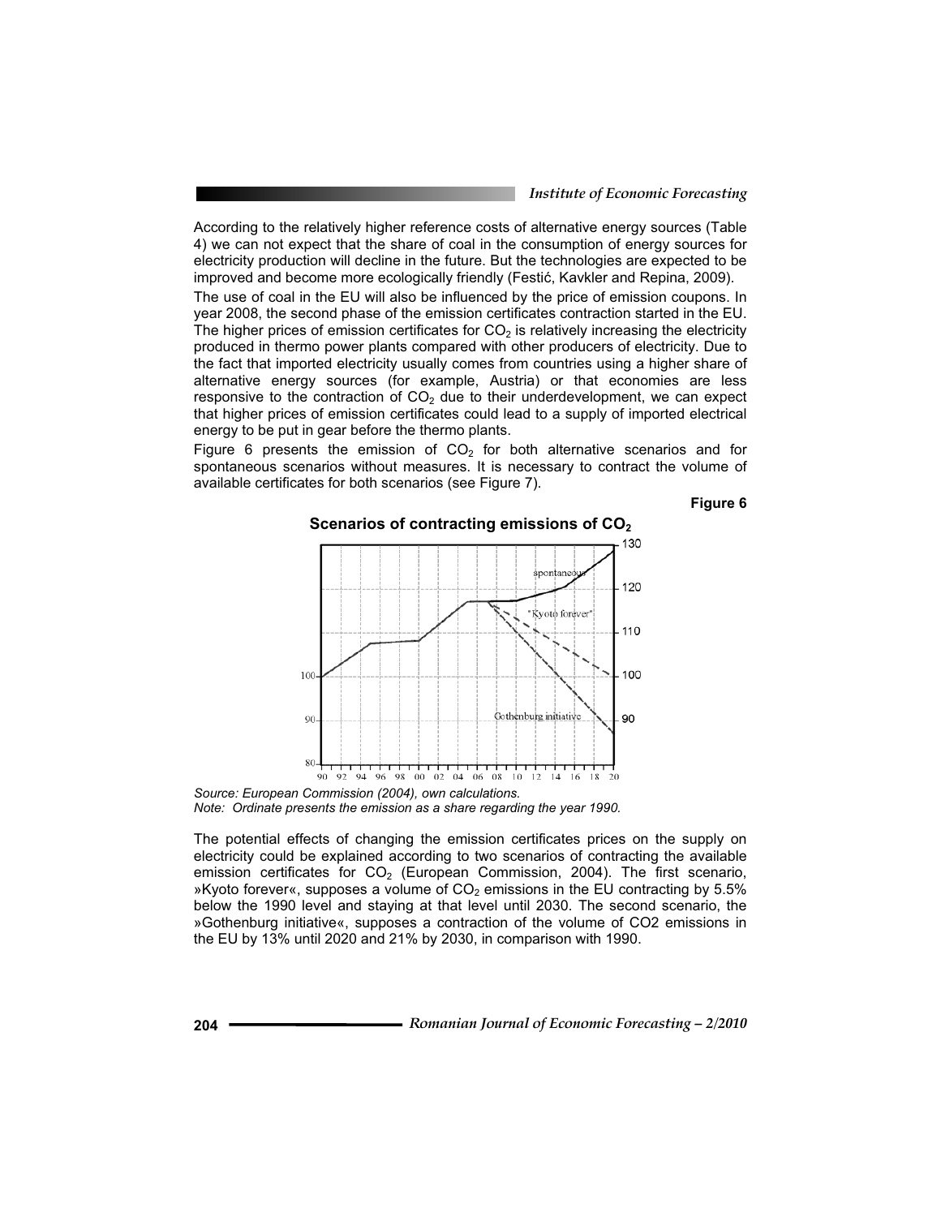According to the relatively higher reference costs of alternative energy sources (Table 4) we can not expect that the share of coal in the consumption of energy sources for electricity production will decline in the future. But the technologies are expected to be improved and become more ecologically friendly (Festić, Kavkler and Repina, 2009).

The use of coal in the EU will also be influenced by the price of emission coupons. In year 2008, the second phase of the emission certificates contraction started in the EU. The higher prices of emission certificates for $CO_2$ is relatively increasing the electricity produced in thermo power plants compared with other producers of electricity. Due to the fact that imported electricity usually comes from countries using a higher share of alternative energy sources (for example, Austria) or that economies are less responsive to the contraction of $CO_2$ due to their underdevelopment, we can expect that higher prices of emission certificates could lead to a supply of imported electrical energy to be put in gear before the thermo plants.

Figure 6 presents the emission of $CO_2$ for both alternative scenarios and for spontaneous scenarios without measures. It is necessary to contract the volume of available certificates for both scenarios (see Figure 7).

**Figure 6**

**Scenarios of contracting emissions of $CO_2$**

*Source: European Commission (2004), own calculations.*
*Note: Ordinate presents the emission as a share regarding the year 1990.*

The potential effects of changing the emission certificates prices on the supply on electricity could be explained according to two scenarios of contracting the available emission certificates for $CO_2$ (European Commission, 2004). The first scenario, »Kyoto forever«, supposes a volume of $CO_2$ emissions in the EU contracting by 5.5% below the 1990 level and staying at that level until 2030. The second scenario, the »Gothenburg initiative«, supposes a contraction of the volume of CO2 emissions in the EU by 13% until 2020 and 21% by 2030, in comparison with 1990.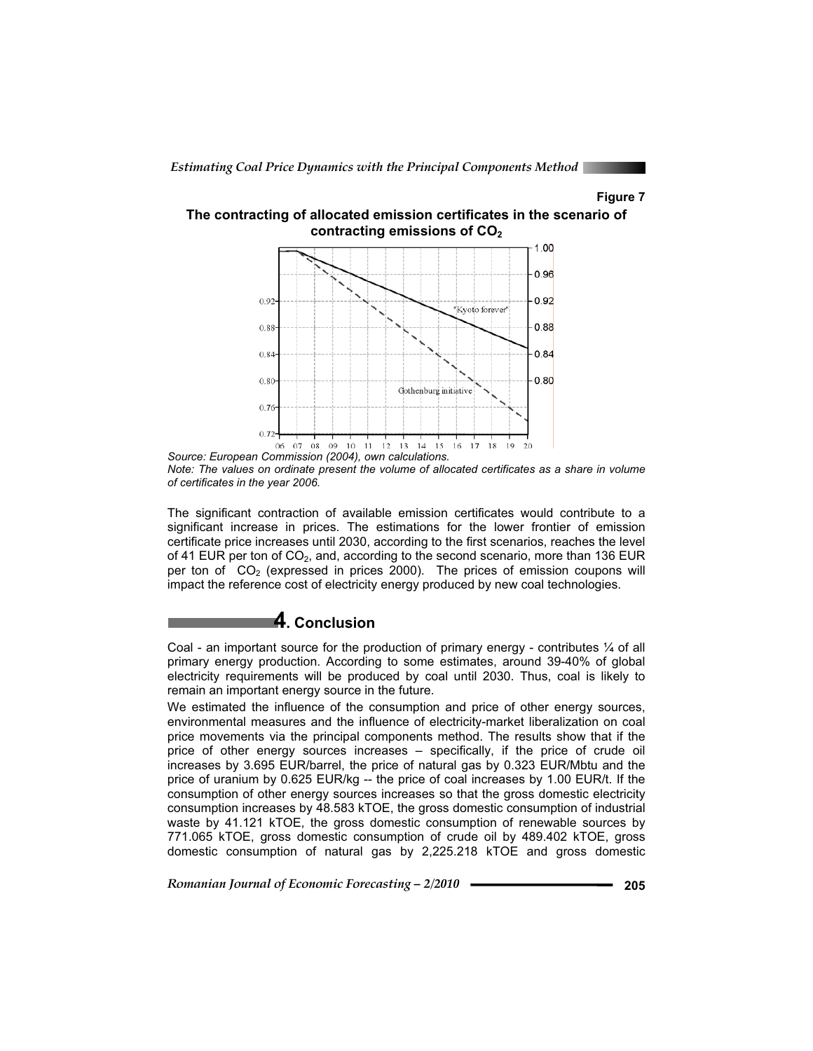**Figure 7**

**The contracting of allocated emission certificates in the scenario of contracting emissions of $CO_2$**

*Source: European Commission (2004), own calculations.*

*Note: The values on ordinate present the volume of allocated certificates as a share in volume of certificates in the year 2006.*

The significant contraction of available emission certificates would contribute to a significant increase in prices. The estimations for the lower frontier of emission certificate price increases until 2030, according to the first scenarios, reaches the level of 41 EUR per ton of $CO_2$, and, according to the second scenario, more than 136 EUR per ton of $CO_2$ (expressed in prices 2000). The prices of emission coupons will impact the reference cost of electricity energy produced by new coal technologies.

## 4. Conclusion

Coal - an important source for the production of primary energy - contributes ¼ of all primary energy production. According to some estimates, around 39-40% of global electricity requirements will be produced by coal until 2030. Thus, coal is likely to remain an important energy source in the future.

We estimated the influence of the consumption and price of other energy sources, environmental measures and the influence of electricity-market liberalization on coal price movements via the principal components method. The results show that if the price of other energy sources increases – specifically, if the price of crude oil increases by 3.695 EUR/barrel, the price of natural gas by 0.323 EUR/Mbtu and the price of uranium by 0.625 EUR/kg -- the price of coal increases by 1.00 EUR/t. If the consumption of other energy sources increases so that the gross domestic electricity consumption increases by 48.583 kTOE, the gross domestic consumption of industrial waste by 41.121 kTOE, the gross domestic consumption of renewable sources by 771.065 kTOE, gross domestic consumption of crude oil by 489.402 kTOE, gross domestic consumption of natural gas by 2,225.218 kTOE and gross domestic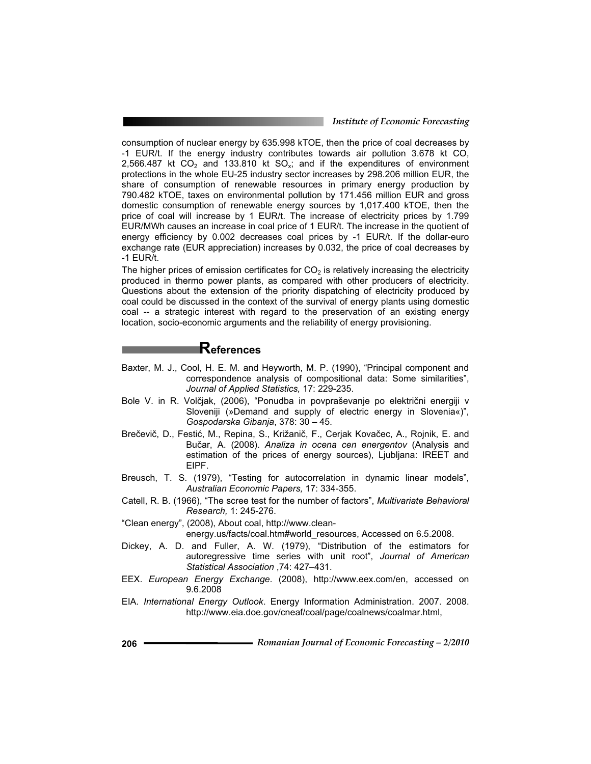consumption of nuclear energy by 635.998 kTOE, then the price of coal decreases by -1 EUR/t. If the energy industry contributes towards air pollution 3.678 kt CO, 2,566.487 kt $CO_2$ and 133.810 kt $SO_x$; and if the expenditures of environment protections in the whole EU-25 industry sector increases by 298.206 million EUR, the share of consumption of renewable resources in primary energy production by 790.482 kTOE, taxes on environmental pollution by 171.456 million EUR and gross domestic consumption of renewable energy sources by 1,017.400 kTOE, then the price of coal will increase by 1 EUR/t. The increase of electricity prices by 1.799 EUR/MWh causes an increase in coal price of 1 EUR/t. The increase in the quotient of energy efficiency by 0.002 decreases coal prices by -1 EUR/t. If the dollar-euro exchange rate (EUR appreciation) increases by 0.032, the price of coal decreases by -1 EUR/t.

The higher prices of emission certificates for $CO_2$ is relatively increasing the electricity produced in thermo power plants, as compared with other producers of electricity. Questions about the extension of the priority dispatching of electricity produced by coal could be discussed in the context of the survival of energy plants using domestic coal -- a strategic interest with regard to the preservation of an existing energy location, socio-economic arguments and the reliability of energy provisioning.

## References

Baxter, M. J., Cool, H. E. M. and Heyworth, M. P. (1990), "Principal component and correspondence analysis of compositional data: Some similarities", *Journal of Applied Statistics,* 17: 229-235.

Bole V. in R. Volčjak, (2006), "Ponudba in povpraševanje po električni energiji v Sloveniji (»Demand and supply of electric energy in Slovenia«)", *Gospodarska Gibanja*, 378: 30 – 45.

Brečevič, D., Festić, M., Repina, S., Križanič, F., Cerjak Kovačec, A., Rojnik, E. and Bučar, A. (2008). *Analiza in ocena cen energentov* (Analysis and estimation of the prices of energy sources), Ljubljana: IREET and EIPF.

Breusch, T. S. (1979), "Testing for autocorrelation in dynamic linear models", *Australian Economic Papers,* 17: 334-355.

Catell, R. B. (1966), "The scree test for the number of factors", *Multivariate Behavioral Research,* 1: 245-276.

"Clean energy", (2008), About coal, http://www.clean-energy.us/facts/coal.htm#world_resources, Accessed on 6.5.2008.

Dickey, A. D. and Fuller, A. W. (1979), "Distribution of the estimators for autoregressive time series with unit root", *Journal of American Statistical Association* ,74: 427–431.

EEX. *European Energy Exchange*. (2008), http://www.eex.com/en, accessed on 9.6.2008

EIA. *International Energy Outlook*. Energy Information Administration. 2007. 2008. http://www.eia.doe.gov/cneaf/coal/page/coalnews/coalmar.html,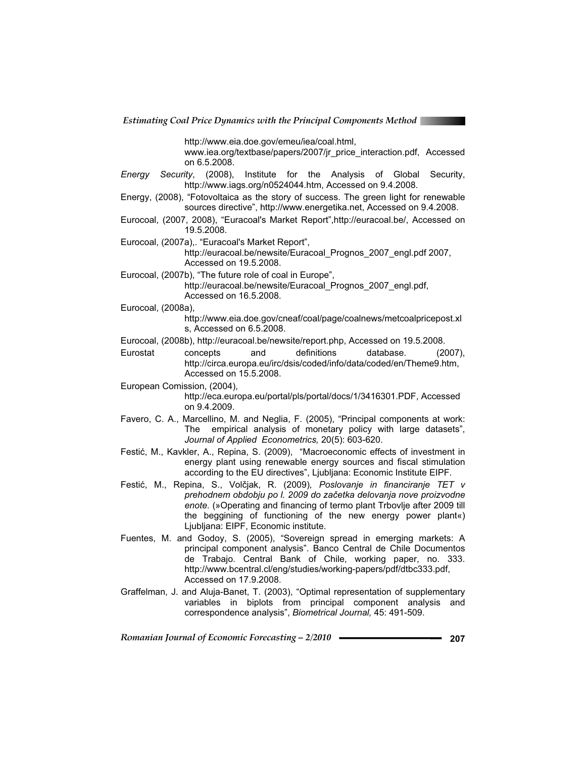http://www.eia.doe.gov/emeu/iea/coal.html, www.iea.org/textbase/papers/2007/jr_price_interaction.pdf, Accessed on 6.5.2008.

*Energy Security*, (2008), Institute for the Analysis of Global Security, http://www.iags.org/n0524044.htm, Accessed on 9.4.2008.

Energy, (2008), "Fotovoltaica as the story of success. The green light for renewable sources directive", http://www.energetika.net, Accessed on 9.4.2008.

Eurocoal, (2007, 2008), "Euracoal's Market Report",http://euracoal.be/, Accessed on 19.5.2008.

Eurocoal, (2007a),. "Euracoal's Market Report", http://euracoal.be/newsite/Euracoal_Prognos_2007_engl.pdf 2007, Accessed on 19.5.2008.

Eurocoal, (2007b), "The future role of coal in Europe", http://euracoal.be/newsite/Euracoal_Prognos_2007_engl.pdf, Accessed on 16.5.2008.

Eurocoal, (2008a), http://www.eia.doe.gov/cneaf/coal/page/coalnews/metcoalpricepost.xls, Accessed on 6.5.2008.

Eurocoal, (2008b), http://euracoal.be/newsite/report.php, Accessed on 19.5.2008.

Eurostat concepts and definitions database. (2007), http://circa.europa.eu/irc/dsis/coded/info/data/coded/en/Theme9.htm, Accessed on 15.5.2008.

European Comission, (2004), http://eca.europa.eu/portal/pls/portal/docs/1/3416301.PDF, Accessed on 9.4.2009.

Favero, C. A., Marcellino, M. and Neglia, F. (2005), "Principal components at work: The empirical analysis of monetary policy with large datasets", *Journal of Applied Econometrics,* 20(5): 603-620.

Festić, M., Kavkler, A., Repina, S. (2009), "Macroeconomic effects of investment in energy plant using renewable energy sources and fiscal stimulation according to the EU directives", Ljubljana: Economic Institute EIPF.

Festić, M., Repina, S., Volčjak, R. (2009), *Poslovanje in financiranje TET v prehodnem obdobju po l. 2009 do začetka delovanja nove proizvodne enote*. (»Operating and financing of termo plant Trbovlje after 2009 till the beggining of functioning of the new energy power plant«) Ljubljana: EIPF, Economic institute.

Fuentes, M. and Godoy, S. (2005), "Sovereign spread in emerging markets: A principal component analysis". Banco Central de Chile Documentos de Trabajo. Central Bank of Chile, working paper, no. 333. http://www.bcentral.cl/eng/studies/working-papers/pdf/dtbc333.pdf, Accessed on 17.9.2008.

Graffelman, J. and Aluja-Banet, T. (2003), "Optimal representation of supplementary variables in biplots from principal component analysis and correspondence analysis", *Biometrical Journal,* 45: 491-509.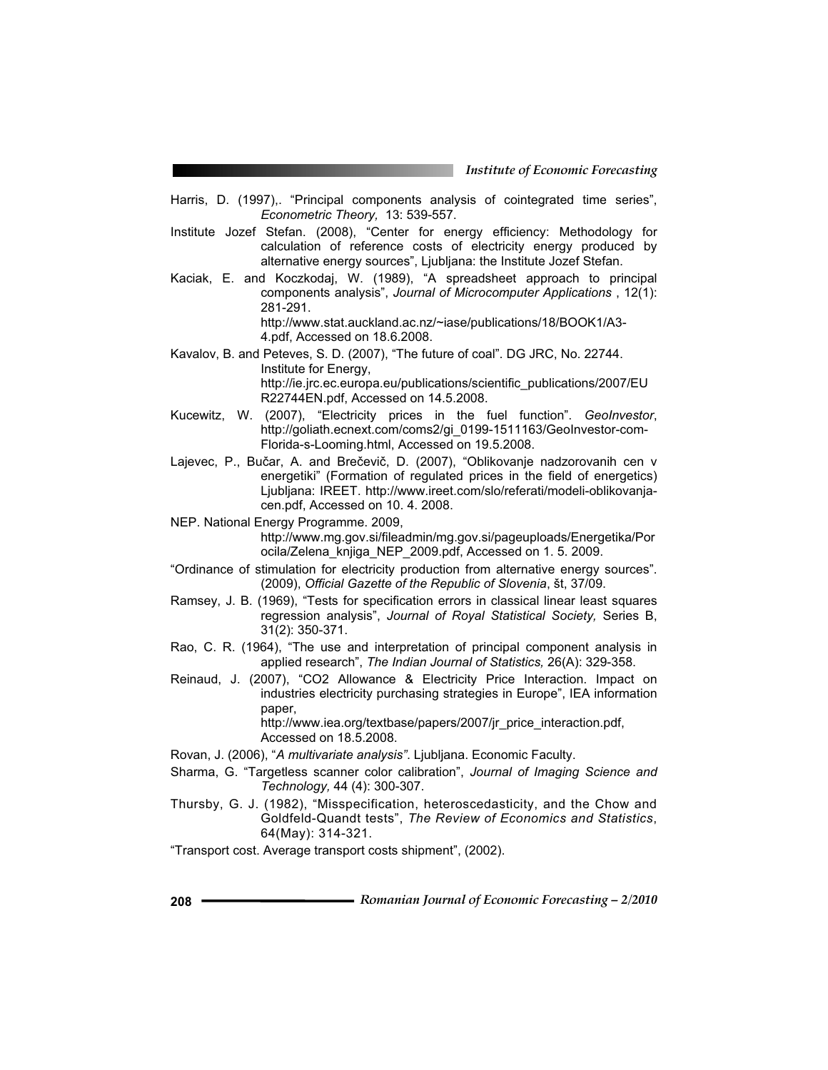Harris, D. (1997),. "Principal components analysis of cointegrated time series", *Econometric Theory,* 13: 539-557.

Institute Jozef Stefan. (2008), "Center for energy efficiency: Methodology for calculation of reference costs of electricity energy produced by alternative energy sources", Ljubljana: the Institute Jozef Stefan.

Kaciak, E. and Koczkodaj, W. (1989), "A spreadsheet approach to principal components analysis", *Journal of Microcomputer Applications* , 12(1): 281-291. http://www.stat.auckland.ac.nz/~iase/publications/18/BOOK1/A3-4.pdf, Accessed on 18.6.2008.

Kavalov, B. and Peteves, S. D. (2007), "The future of coal". DG JRC, No. 22744. Institute for Energy, http://ie.jrc.ec.europa.eu/publications/scientific_publications/2007/EUR22744EN.pdf, Accessed on 14.5.2008.

Kucewitz, W. (2007), "Electricity prices in the fuel function". *GeoInvestor*, http://goliath.ecnext.com/coms2/gi_0199-1511163/GeoInvestor-com-Florida-s-Looming.html, Accessed on 19.5.2008.

Lajevec, P., Bučar, A. and Brečevič, D. (2007), "Oblikovanje nadzorovanih cen v energetiki" (Formation of regulated prices in the field of energetics) Ljubljana: IREET. http://www.ireet.com/slo/referati/modeli-oblikovanja-cen.pdf, Accessed on 10. 4. 2008.

NEP. National Energy Programme. 2009, http://www.mg.gov.si/fileadmin/mg.gov.si/pageuploads/Energetika/Porocila/Zelena_knjiga_NEP_2009.pdf, Accessed on 1. 5. 2009.

"Ordinance of stimulation for electricity production from alternative energy sources". (2009), *Official Gazette of the Republic of Slovenia*, št, 37/09.

Ramsey, J. B. (1969), "Tests for specification errors in classical linear least squares regression analysis", *Journal of Royal Statistical Society,* Series B, 31(2): 350-371.

Rao, C. R. (1964), "The use and interpretation of principal component analysis in applied research", *The Indian Journal of Statistics,* 26(A): 329-358.

Reinaud, J. (2007), "CO2 Allowance & Electricity Price Interaction. Impact on industries electricity purchasing strategies in Europe", IEA information paper, http://www.iea.org/textbase/papers/2007/jr_price_interaction.pdf, Accessed on 18.5.2008.

Rovan, J. (2006), "*A multivariate analysis*". Ljubljana. Economic Faculty.

Sharma, G. "Targetless scanner color calibration", *Journal of Imaging Science and Technology,* 44 (4): 300-307.

Thursby, G. J. (1982), "Misspecification, heteroscedasticity, and the Chow and Goldfeld-Quandt tests", *The Review of Economics and Statistics*, 64(May): 314-321.

"Transport cost. Average transport costs shipment", (2002).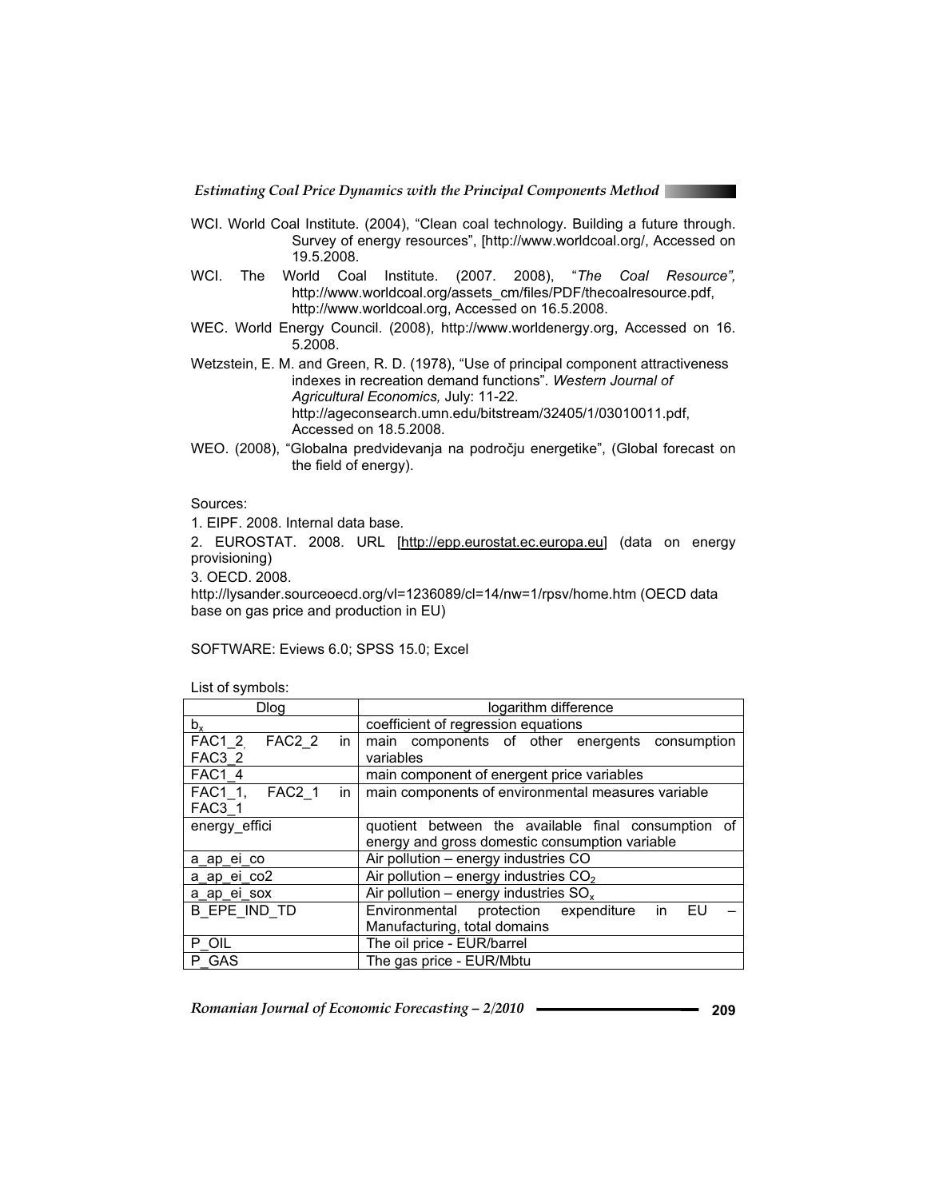WCI. World Coal Institute. (2004), "Clean coal technology. Building a future through. Survey of energy resources", [http://www.worldcoal.org/, Accessed on 19.5.2008.

WCI. The World Coal Institute. (2007. 2008), "*The Coal Resource",* http://www.worldcoal.org/assets_cm/files/PDF/thecoalresource.pdf, http://www.worldcoal.org, Accessed on 16.5.2008.

WEC. World Energy Council. (2008), http://www.worldenergy.org, Accessed on 16. 5.2008.

Wetzstein, E. M. and Green, R. D. (1978), "Use of principal component attractiveness indexes in recreation demand functions". *Western Journal of Agricultural Economics,* July: 11-22. http://ageconsearch.umn.edu/bitstream/32405/1/03010011.pdf, Accessed on 18.5.2008.

WEO. (2008), "Globalna predvidevanja na področju energetike", (Global forecast on the field of energy).

Sources:

1. EIPF. 2008. Internal data base.
2. EUROSTAT. 2008. URL [http://epp.eurostat.ec.europa.eu] (data on energy provisioning)
3. OECD. 2008.

http://lysander.sourceoecd.org/vl=1236089/cl=14/nw=1/rpsv/home.htm (OECD data base on gas price and production in EU)

SOFTWARE: Eviews 6.0; SPSS 15.0; Excel

List of symbols:

| Dlog | logarithm difference |
|---|---|
| $b_x$ | coefficient of regression equations |
| FAC1_2, FAC2_2 in FAC3_2 | main components of other energents consumption variables |
| FAC1_4 | main component of energent price variables |
| FAC1_1, FAC2_1 in FAC3_1 | main components of environmental measures variable |
| energy_effici | quotient between the available final consumption of energy and gross domestic consumption variable |
| a_ap_ei_co | Air pollution – energy industries CO |
| a_ap_ei_co2 | Air pollution – energy industries $CO_2$ |
| a_ap_ei_sox | Air pollution – energy industries $SO_x$ |
| B_EPE_IND_TD | Environmental protection expenditure in EU – Manufacturing, total domains |
| P_OIL | The oil price - EUR/barrel |
| P_GAS | The gas price - EUR/Mbtu |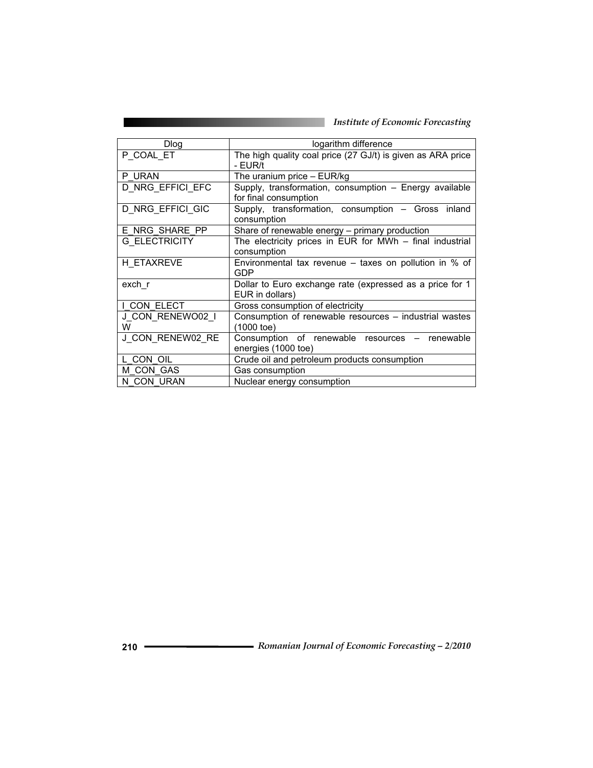| Dlog | logarithm difference |
|---|---|
| P_COAL_ET | The high quality coal price (27 GJ/t) is given as ARA price - EUR/t |
| P_URAN | The uranium price – EUR/kg |
| D_NRG_EFFICI_EFC | Supply, transformation, consumption – Energy available for final consumption |
| D_NRG_EFFICI_GIC | Supply, transformation, consumption – Gross inland consumption |
| E_NRG_SHARE_PP | Share of renewable energy – primary production |
| G_ELECTRICITY | The electricity prices in EUR for MWh – final industrial consumption |
| H_ETAXREVE | Environmental tax revenue – taxes on pollution in % of GDP |
| exch_r | Dollar to Euro exchange rate (expressed as a price for 1 EUR in dollars) |
| I_CON_ELECT | Gross consumption of electricity |
| J_CON_RENEWO02_IW | Consumption of renewable resources – industrial wastes (1000 toe) |
| J_CON_RENEW02_RE | Consumption of renewable resources – renewable energies (1000 toe) |
| L_CON_OIL | Crude oil and petroleum products consumption |
| M_CON_GAS | Gas consumption |
| N_CON_URAN | Nuclear energy consumption |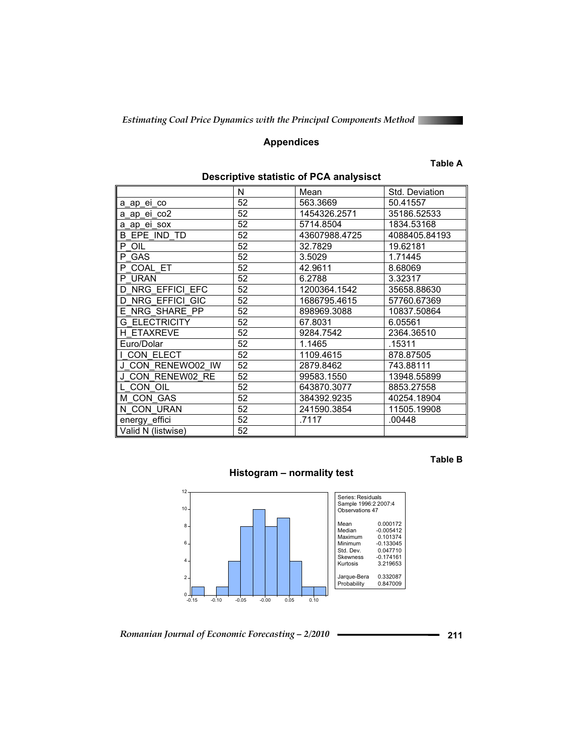## Appendices

**Table A**

**Descriptive statistic of PCA analysisct**

| | N | Mean | Std. Deviation |
|---|---|---|---|
| a_ap_ei_co | 52 | 563.3669 | 50.41557 |
| a_ap_ei_co2 | 52 | 1454326.2571 | 35186.52533 |
| a_ap_ei_sox | 52 | 5714.8504 | 1834.53168 |
| B_EPE_IND_TD | 52 | 43607988.4725 | 4088405.84193 |
| P_OIL | 52 | 32.7829 | 19.62181 |
| P_GAS | 52 | 3.5029 | 1.71445 |
| P_COAL_ET | 52 | 42.9611 | 8.68069 |
| P_URAN | 52 | 6.2788 | 3.32317 |
| D_NRG_EFFICI_EFC | 52 | 1200364.1542 | 35658.88630 |
| D_NRG_EFFICI_GIC | 52 | 1686795.4615 | 57760.67369 |
| E_NRG_SHARE_PP | 52 | 898969.3088 | 10837.50864 |
| G_ELECTRICITY | 52 | 67.8031 | 6.05561 |
| H_ETAXREVE | 52 | 9284.7542 | 2364.36510 |
| Euro/Dolar | 52 | 1.1465 | .15311 |
| I_CON_ELECT | 52 | 1109.4615 | 878.87505 |
| J_CON_RENEWO02_IW | 52 | 2879.8462 | 743.88111 |
| J_CON_RENEW02_RE | 52 | 99583.1550 | 13948.55899 |
| L_CON_OIL | 52 | 643870.3077 | 8853.27558 |
| M_CON_GAS | 52 | 384392.9235 | 40254.18904 |
| N_CON_URAN | 52 | 241590.3854 | 11505.19908 |
| energy_effici | 52 | .7117 | .00448 |
| Valid N (listwise) | 52 | | |

**Table B**

**Histogram – normality test**

| Series: Residuals | |
|---|---|
| Sample 1996:2 2007:4 | |
| Observations 47 | |
| Mean | 0.000172 |
| Median | -0.005412 |
| Maximum | 0.101374 |
| Minimum | -0.133045 |
| Std. Dev. | 0.047710 |
| Skewness | -0.174161 |
| Kurtosis | 3.219653 |
| Jarque-Bera | 0.332087 |
| Probability | 0.847009 |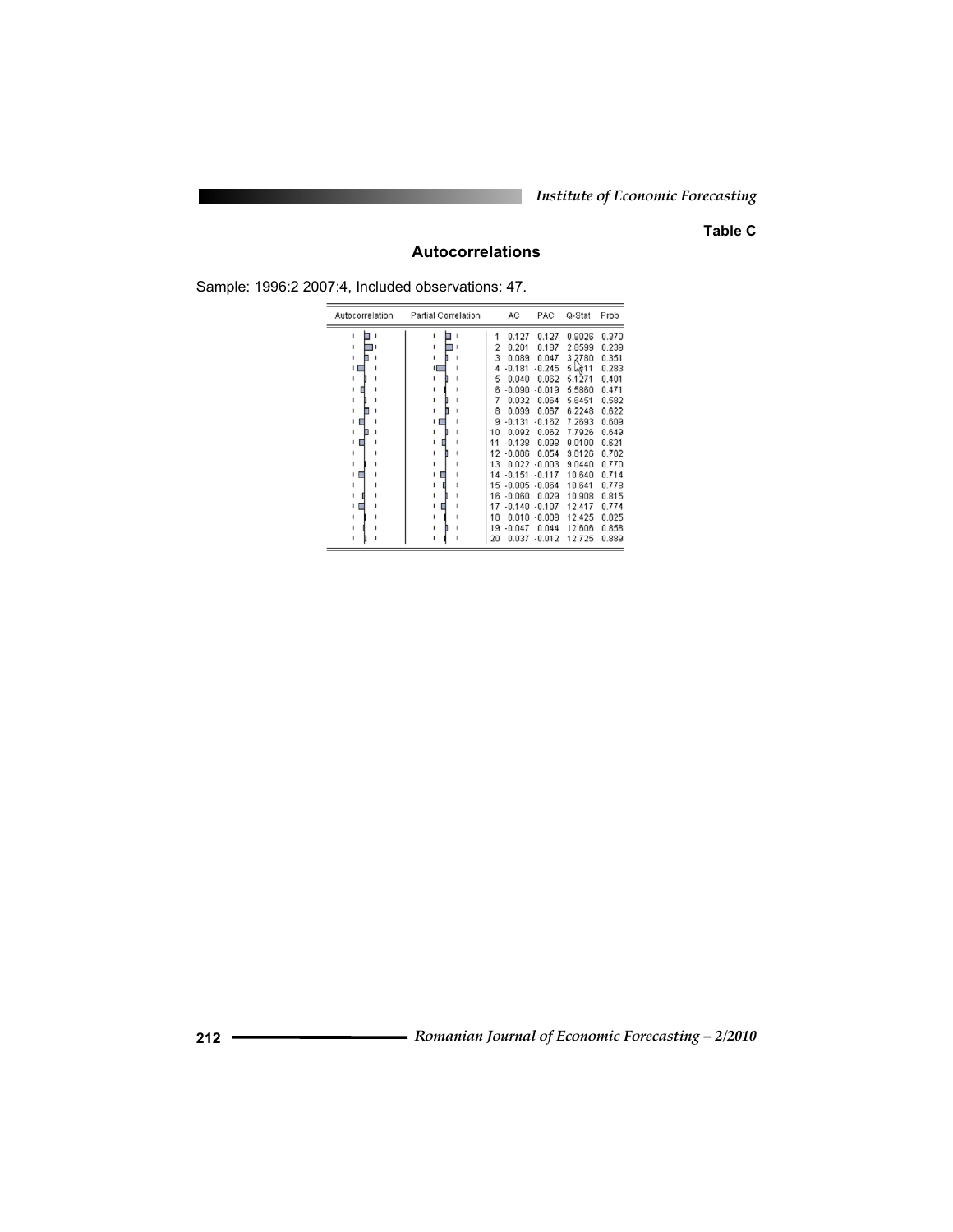**Table C**

### Autocorrelations

Sample: 1996:2 2007:4, Included observations: 47.

| Autocorrelation | Partial Correlation | | AC | PAC | Q-Stat | Prob |
|---|---|---|---|---|---|---|
| | | 1 | 0.127 | 0.127 | 0.8026 | 0.370 |
| | | 2 | 0.201 | 0.187 | 2.8599 | 0.239 |
| | | 3 | 0.089 | 0.047 | 3.2780 | 0.351 |
| | | 4 | -0.181 | -0.245 | 5.0411 | 0.283 |
| | | 5 | 0.040 | 0.062 | 5.1271 | 0.401 |
| | | 6 | -0.090 | -0.019 | 5.5860 | 0.471 |
| | | 7 | 0.032 | 0.064 | 5.6451 | 0.582 |
| | | 8 | 0.099 | 0.067 | 6.2248 | 0.622 |
| | | 9 | -0.131 | -0.162 | 7.2893 | 0.609 |
| | | 10 | 0.092 | 0.062 | 7.7926 | 0.649 |
| | | 11 | -0.139 | -0.099 | 9.0100 | 0.621 |
| | | 12 | -0.006 | 0.054 | 9.0126 | 0.702 |
| | | 13 | 0.022 | -0.003 | 9.0440 | 0.770 |
| | | 14 | -0.151 | -0.117 | 10.640 | 0.714 |
| | | 15 | -0.005 | -0.064 | 10.641 | 0.778 |
| | | 16 | -0.060 | 0.029 | 10.908 | 0.815 |
| | | 17 | -0.140 | -0.107 | 12.417 | 0.774 |
| | | 18 | 0.010 | -0.009 | 12.425 | 0.825 |
| | | 19 | -0.047 | 0.044 | 12.606 | 0.858 |
| | | 20 | 0.037 | -0.012 | 12.725 | 0.889 |